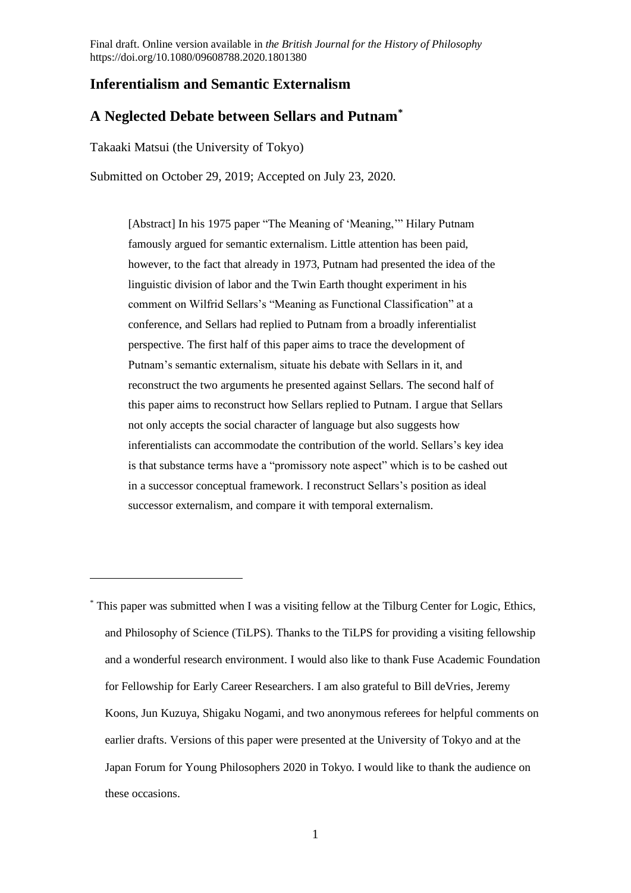Final draft. Online version available in *the British Journal for the History of Philosophy* https://doi.org/10.1080/09608788.2020.1801380

# Inferentialism and Semantic Externalism

## A Neglected Debate between Sellars and Putnam[*]

Takaaki Matsui (the University of Tokyo)

Submitted on October 29, 2019; Accepted on July 23, 2020.

> [Abstract] In his 1975 paper "The Meaning of 'Meaning,'" Hilary Putnam famously argued for semantic externalism. Little attention has been paid, however, to the fact that already in 1973, Putnam had presented the idea of the linguistic division of labor and the Twin Earth thought experiment in his comment on Wilfrid Sellars's "Meaning as Functional Classification" at a conference, and Sellars had replied to Putnam from a broadly inferentialist perspective. The first half of this paper aims to trace the development of Putnam's semantic externalism, situate his debate with Sellars in it, and reconstruct the two arguments he presented against Sellars. The second half of this paper aims to reconstruct how Sellars replied to Putnam. I argue that Sellars not only accepts the social character of language but also suggests how inferentialists can accommodate the contribution of the world. Sellars's key idea is that substance terms have a "promissory note aspect" which is to be cashed out in a successor conceptual framework. I reconstruct Sellars's position as ideal successor externalism, and compare it with temporal externalism.

---

[*] This paper was submitted when I was a visiting fellow at the Tilburg Center for Logic, Ethics, and Philosophy of Science (TiLPS). Thanks to the TiLPS for providing a visiting fellowship and a wonderful research environment. I would also like to thank Fuse Academic Foundation for Fellowship for Early Career Researchers. I am also grateful to Bill deVries, Jeremy Koons, Jun Kuzuya, Shigaku Nogami, and two anonymous referees for helpful comments on earlier drafts. Versions of this paper were presented at the University of Tokyo and at the Japan Forum for Young Philosophers 2020 in Tokyo. I would like to thank the audience on these occasions.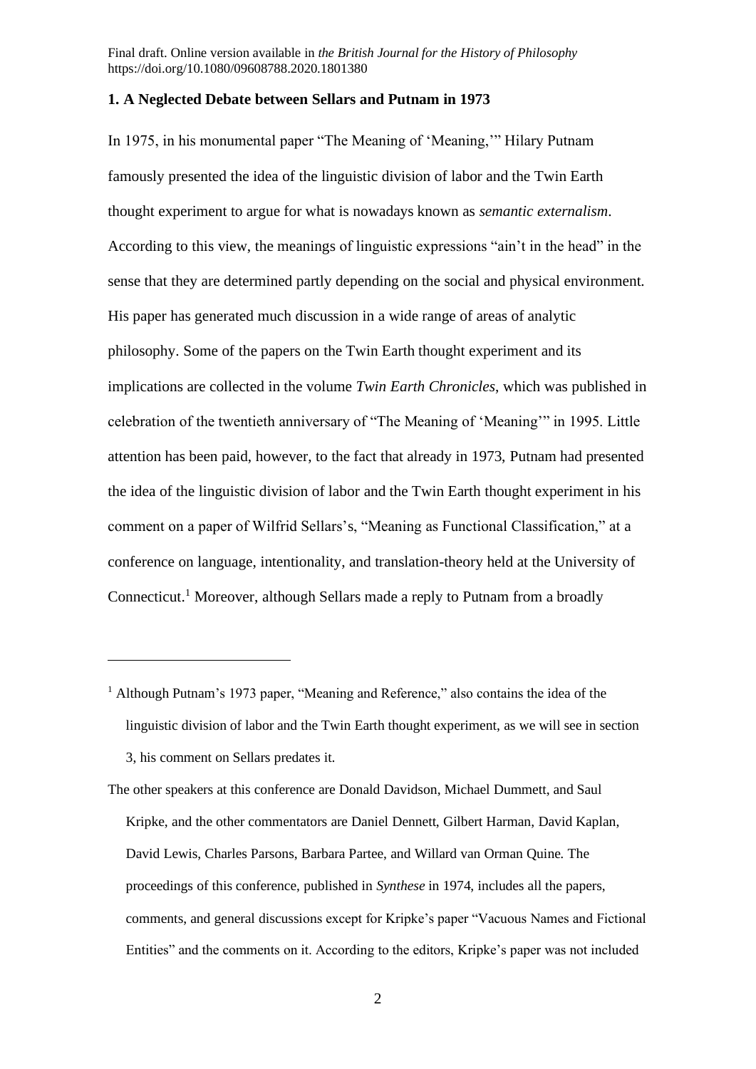## 1. A Neglected Debate between Sellars and Putnam in 1973

In 1975, in his monumental paper "The Meaning of 'Meaning,'" Hilary Putnam famously presented the idea of the linguistic division of labor and the Twin Earth thought experiment to argue for what is nowadays known as *semantic externalism*. According to this view, the meanings of linguistic expressions "ain't in the head" in the sense that they are determined partly depending on the social and physical environment. His paper has generated much discussion in a wide range of areas of analytic philosophy. Some of the papers on the Twin Earth thought experiment and its implications are collected in the volume *Twin Earth Chronicles*, which was published in celebration of the twentieth anniversary of "The Meaning of 'Meaning'" in 1995. Little attention has been paid, however, to the fact that already in 1973, Putnam had presented the idea of the linguistic division of labor and the Twin Earth thought experiment in his comment on a paper of Wilfrid Sellars's, "Meaning as Functional Classification," at a conference on language, intentionality, and translation-theory held at the University of Connecticut.[1] Moreover, although Sellars made a reply to Putnam from a broadly

---

[1] Although Putnam's 1973 paper, "Meaning and Reference," also contains the idea of the linguistic division of labor and the Twin Earth thought experiment, as we will see in section 3, his comment on Sellars predates it.

The other speakers at this conference are Donald Davidson, Michael Dummett, and Saul Kripke, and the other commentators are Daniel Dennett, Gilbert Harman, David Kaplan, David Lewis, Charles Parsons, Barbara Partee, and Willard van Orman Quine. The proceedings of this conference, published in *Synthese* in 1974, includes all the papers, comments, and general discussions except for Kripke's paper "Vacuous Names and Fictional Entities" and the comments on it. According to the editors, Kripke's paper was not included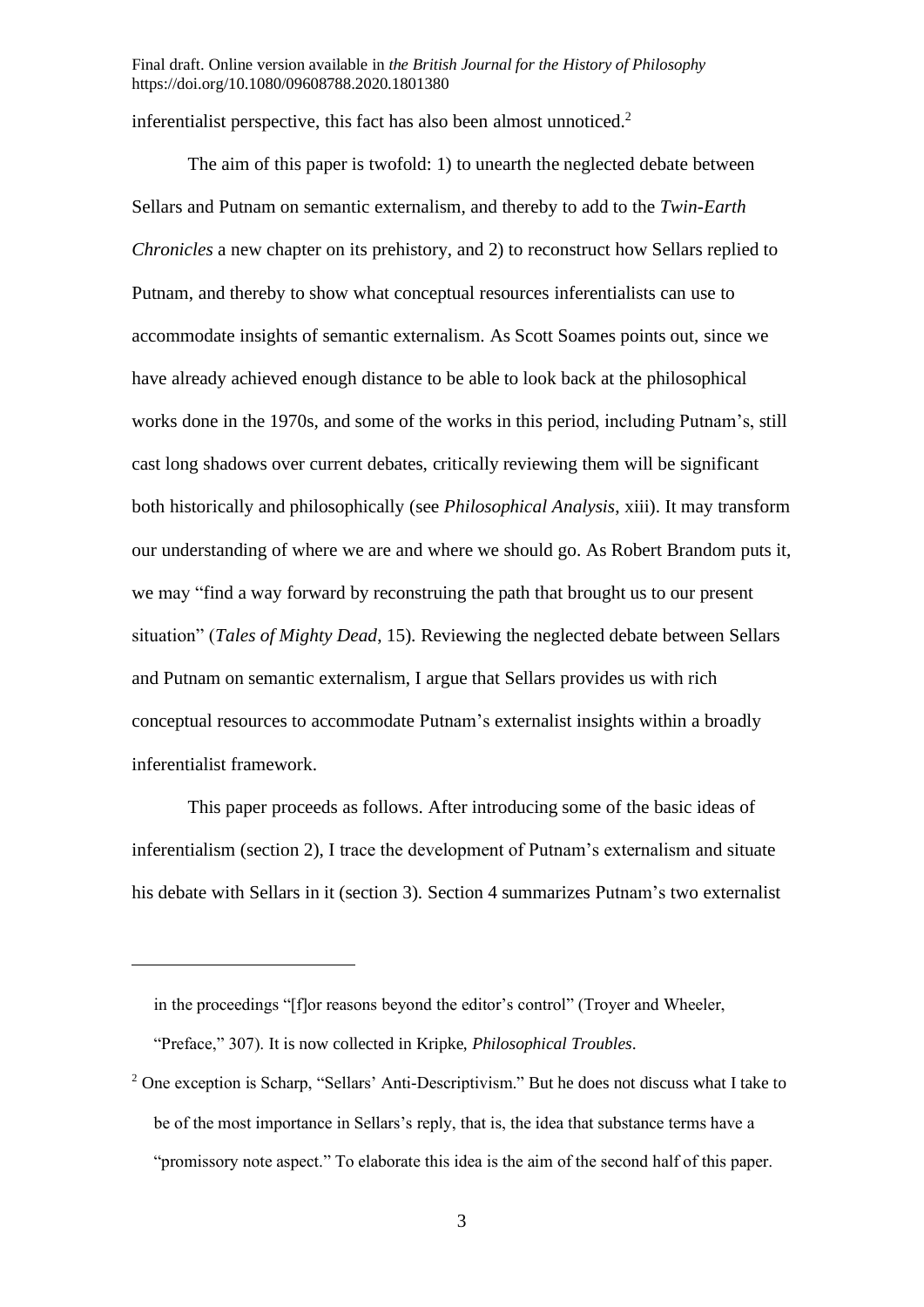inferentialist perspective, this fact has also been almost unnoticed.[2]

The aim of this paper is twofold: 1) to unearth the neglected debate between Sellars and Putnam on semantic externalism, and thereby to add to the *Twin-Earth Chronicles* a new chapter on its prehistory, and 2) to reconstruct how Sellars replied to Putnam, and thereby to show what conceptual resources inferentialists can use to accommodate insights of semantic externalism. As Scott Soames points out, since we have already achieved enough distance to be able to look back at the philosophical works done in the 1970s, and some of the works in this period, including Putnam's, still cast long shadows over current debates, critically reviewing them will be significant both historically and philosophically (see *Philosophical Analysis*, xiii). It may transform our understanding of where we are and where we should go. As Robert Brandom puts it, we may "find a way forward by reconstruing the path that brought us to our present situation" (*Tales of Mighty Dead*, 15). Reviewing the neglected debate between Sellars and Putnam on semantic externalism, I argue that Sellars provides us with rich conceptual resources to accommodate Putnam's externalist insights within a broadly inferentialist framework.

This paper proceeds as follows. After introducing some of the basic ideas of inferentialism (section 2), I trace the development of Putnam's externalism and situate his debate with Sellars in it (section 3). Section 4 summarizes Putnam's two externalist

---

in the proceedings "[f]or reasons beyond the editor's control" (Troyer and Wheeler, "Preface," 307). It is now collected in Kripke, *Philosophical Troubles*.

[2] One exception is Scharp, "Sellars' Anti-Descriptivism." But he does not discuss what I take to be of the most importance in Sellars's reply, that is, the idea that substance terms have a "promissory note aspect." To elaborate this idea is the aim of the second half of this paper.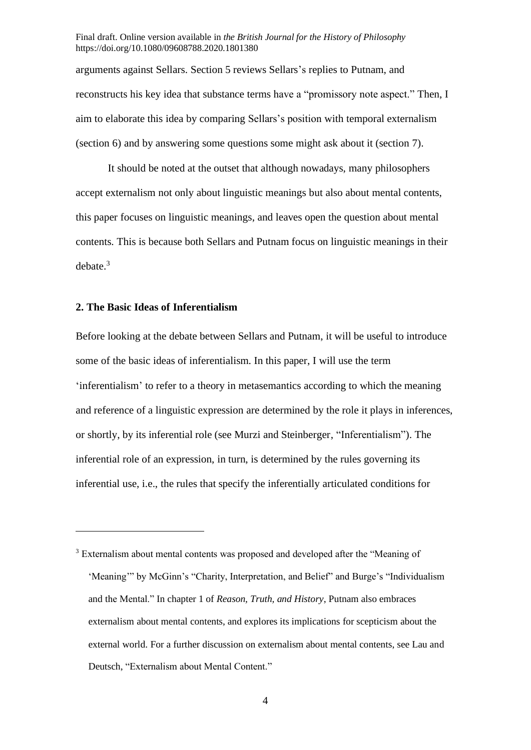arguments against Sellars. Section 5 reviews Sellars's replies to Putnam, and reconstructs his key idea that substance terms have a "promissory note aspect." Then, I aim to elaborate this idea by comparing Sellars's position with temporal externalism (section 6) and by answering some questions some might ask about it (section 7).

It should be noted at the outset that although nowadays, many philosophers accept externalism not only about linguistic meanings but also about mental contents, this paper focuses on linguistic meanings, and leaves open the question about mental contents. This is because both Sellars and Putnam focus on linguistic meanings in their debate.[3]

## 2. The Basic Ideas of Inferentialism

Before looking at the debate between Sellars and Putnam, it will be useful to introduce some of the basic ideas of inferentialism. In this paper, I will use the term 'inferentialism' to refer to a theory in metasemantics according to which the meaning and reference of a linguistic expression are determined by the role it plays in inferences, or shortly, by its inferential role (see Murzi and Steinberger, "Inferentialism"). The inferential role of an expression, in turn, is determined by the rules governing its inferential use, i.e., the rules that specify the inferentially articulated conditions for

---

[3] Externalism about mental contents was proposed and developed after the "Meaning of 'Meaning'" by McGinn's "Charity, Interpretation, and Belief" and Burge's "Individualism and the Mental." In chapter 1 of *Reason, Truth, and History*, Putnam also embraces externalism about mental contents, and explores its implications for scepticism about the external world. For a further discussion on externalism about mental contents, see Lau and Deutsch, "Externalism about Mental Content."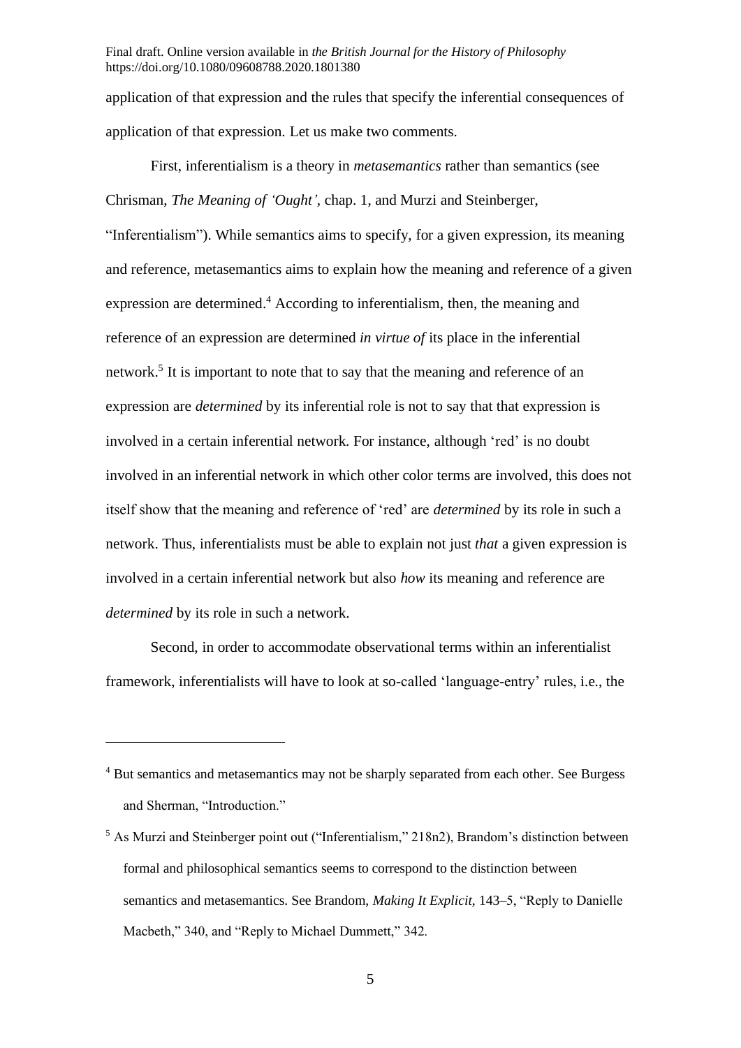application of that expression and the rules that specify the inferential consequences of application of that expression. Let us make two comments.

First, inferentialism is a theory in *metasemantics* rather than semantics (see Chrisman, *The Meaning of 'Ought'*, chap. 1, and Murzi and Steinberger, "Inferentialism"). While semantics aims to specify, for a given expression, its meaning and reference, metasemantics aims to explain how the meaning and reference of a given expression are determined.[4] According to inferentialism, then, the meaning and reference of an expression are determined *in virtue of* its place in the inferential network.[5] It is important to note that to say that the meaning and reference of an expression are *determined* by its inferential role is not to say that that expression is involved in a certain inferential network. For instance, although 'red' is no doubt involved in an inferential network in which other color terms are involved, this does not itself show that the meaning and reference of 'red' are *determined* by its role in such a network. Thus, inferentialists must be able to explain not just *that* a given expression is involved in a certain inferential network but also *how* its meaning and reference are *determined* by its role in such a network.

Second, in order to accommodate observational terms within an inferentialist framework, inferentialists will have to look at so-called 'language-entry' rules, i.e., the

---

[4] But semantics and metasemantics may not be sharply separated from each other. See Burgess and Sherman, "Introduction."

[5] As Murzi and Steinberger point out ("Inferentialism," 218n2), Brandom's distinction between formal and philosophical semantics seems to correspond to the distinction between semantics and metasemantics. See Brandom, *Making It Explicit*, 143–5, "Reply to Danielle Macbeth," 340, and "Reply to Michael Dummett," 342.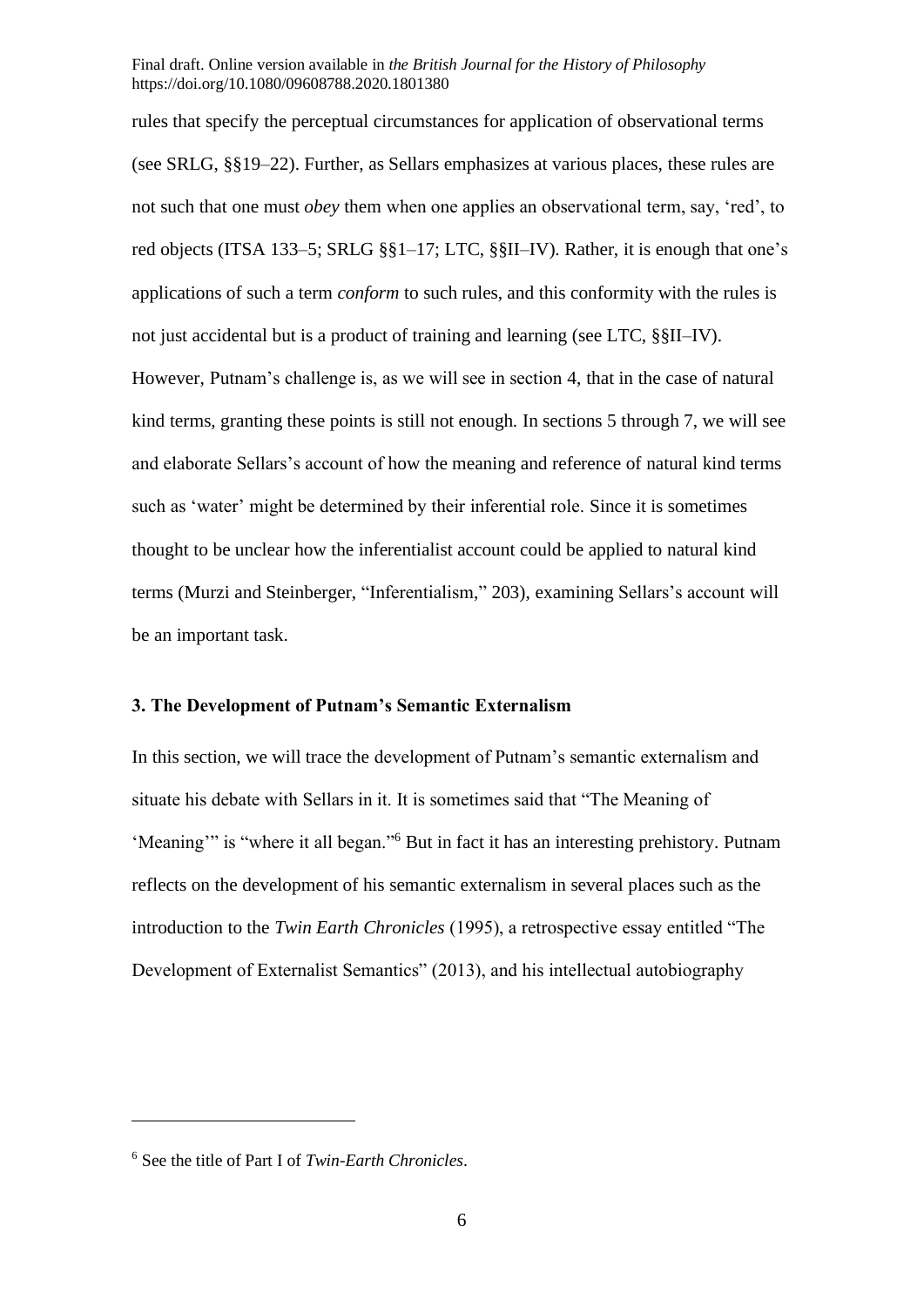rules that specify the perceptual circumstances for application of observational terms (see SRLG, §§19–22). Further, as Sellars emphasizes at various places, these rules are not such that one must *obey* them when one applies an observational term, say, 'red', to red objects (ITSA 133–5; SRLG §§1–17; LTC, §§II–IV). Rather, it is enough that one's applications of such a term *conform* to such rules, and this conformity with the rules is not just accidental but is a product of training and learning (see LTC, §§II–IV). However, Putnam's challenge is, as we will see in section 4, that in the case of natural kind terms, granting these points is still not enough. In sections 5 through 7, we will see and elaborate Sellars's account of how the meaning and reference of natural kind terms such as 'water' might be determined by their inferential role. Since it is sometimes thought to be unclear how the inferentialist account could be applied to natural kind terms (Murzi and Steinberger, "Inferentialism," 203), examining Sellars's account will be an important task.

### 3. The Development of Putnam's Semantic Externalism

In this section, we will trace the development of Putnam's semantic externalism and situate his debate with Sellars in it. It is sometimes said that "The Meaning of 'Meaning'" is "where it all began."[6] But in fact it has an interesting prehistory. Putnam reflects on the development of his semantic externalism in several places such as the introduction to the *Twin Earth Chronicles* (1995), a retrospective essay entitled "The Development of Externalist Semantics" (2013), and his intellectual autobiography

---

[6] See the title of Part I of *Twin-Earth Chronicles*.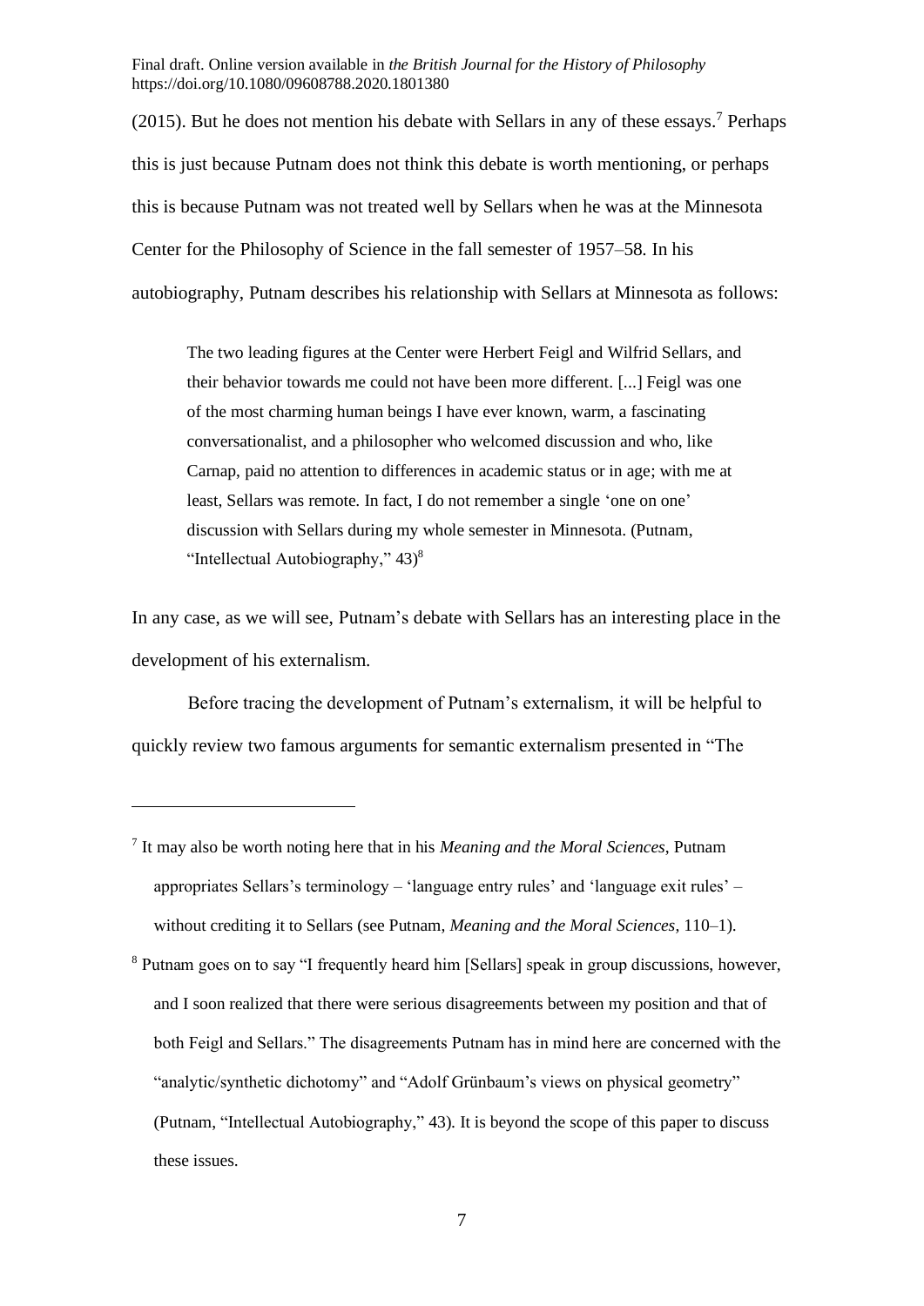(2015). But he does not mention his debate with Sellars in any of these essays.[7] Perhaps this is just because Putnam does not think this debate is worth mentioning, or perhaps this is because Putnam was not treated well by Sellars when he was at the Minnesota Center for the Philosophy of Science in the fall semester of 1957–58. In his autobiography, Putnam describes his relationship with Sellars at Minnesota as follows:

> The two leading figures at the Center were Herbert Feigl and Wilfrid Sellars, and their behavior towards me could not have been more different. [...] Feigl was one of the most charming human beings I have ever known, warm, a fascinating conversationalist, and a philosopher who welcomed discussion and who, like Carnap, paid no attention to differences in academic status or in age; with me at least, Sellars was remote. In fact, I do not remember a single 'one on one' discussion with Sellars during my whole semester in Minnesota. (Putnam, "Intellectual Autobiography," 43)[8]

In any case, as we will see, Putnam's debate with Sellars has an interesting place in the development of his externalism.

Before tracing the development of Putnam's externalism, it will be helpful to quickly review two famous arguments for semantic externalism presented in "The

---

[7] It may also be worth noting here that in his *Meaning and the Moral Sciences*, Putnam appropriates Sellars's terminology – 'language entry rules' and 'language exit rules' – without crediting it to Sellars (see Putnam, *Meaning and the Moral Sciences*, 110–1).

[8] Putnam goes on to say "I frequently heard him [Sellars] speak in group discussions, however, and I soon realized that there were serious disagreements between my position and that of both Feigl and Sellars." The disagreements Putnam has in mind here are concerned with the "analytic/synthetic dichotomy" and "Adolf Grünbaum's views on physical geometry" (Putnam, "Intellectual Autobiography," 43). It is beyond the scope of this paper to discuss these issues.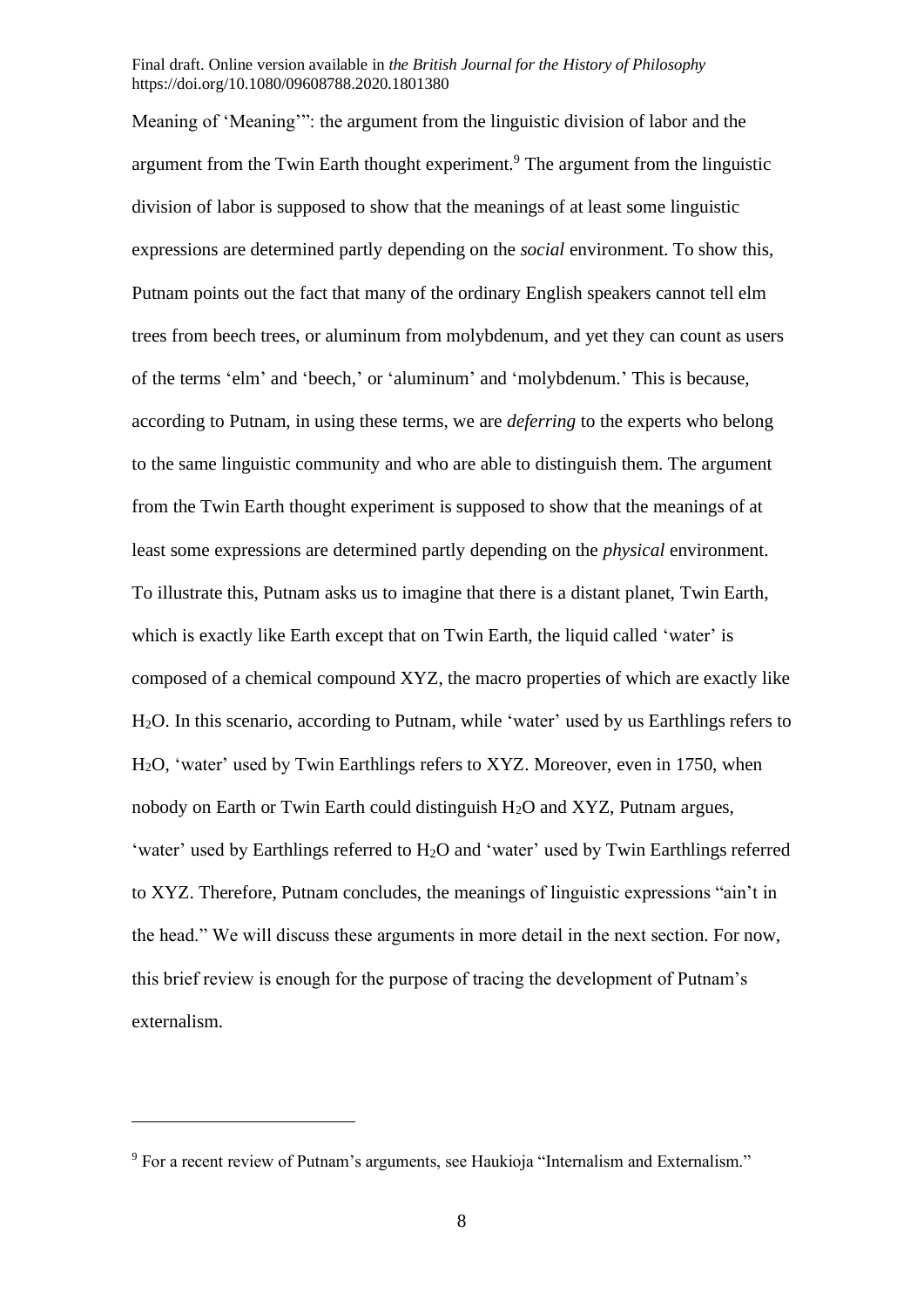Meaning of 'Meaning'": the argument from the linguistic division of labor and the argument from the Twin Earth thought experiment.[9] The argument from the linguistic division of labor is supposed to show that the meanings of at least some linguistic expressions are determined partly depending on the *social* environment. To show this, Putnam points out the fact that many of the ordinary English speakers cannot tell elm trees from beech trees, or aluminum from molybdenum, and yet they can count as users of the terms 'elm' and 'beech,' or 'aluminum' and 'molybdenum.' This is because, according to Putnam, in using these terms, we are *deferring* to the experts who belong to the same linguistic community and who are able to distinguish them. The argument from the Twin Earth thought experiment is supposed to show that the meanings of at least some expressions are determined partly depending on the *physical* environment. To illustrate this, Putnam asks us to imagine that there is a distant planet, Twin Earth, which is exactly like Earth except that on Twin Earth, the liquid called 'water' is composed of a chemical compound XYZ, the macro properties of which are exactly like $H_2O$. In this scenario, according to Putnam, while 'water' used by us Earthlings refers to $H_2O$, 'water' used by Twin Earthlings refers to XYZ. Moreover, even in 1750, when nobody on Earth or Twin Earth could distinguish $H_2O$ and XYZ, Putnam argues, 'water' used by Earthlings referred to $H_2O$ and 'water' used by Twin Earthlings referred to XYZ. Therefore, Putnam concludes, the meanings of linguistic expressions "ain't in the head." We will discuss these arguments in more detail in the next section. For now, this brief review is enough for the purpose of tracing the development of Putnam's externalism.

---

[9] For a recent review of Putnam's arguments, see Haukioja "Internalism and Externalism."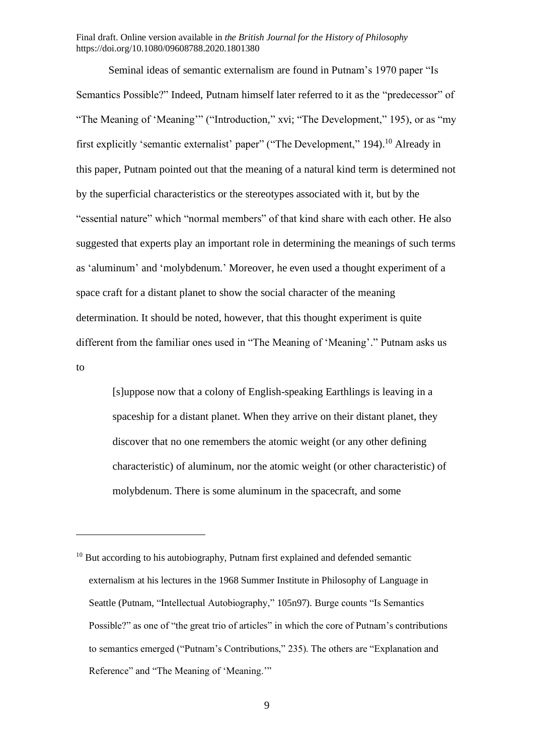Seminal ideas of semantic externalism are found in Putnam's 1970 paper "Is Semantics Possible?" Indeed, Putnam himself later referred to it as the "predecessor" of "The Meaning of 'Meaning'" ("Introduction," xvi; "The Development," 195), or as "my first explicitly 'semantic externalist' paper" ("The Development," 194).[10] Already in this paper, Putnam pointed out that the meaning of a natural kind term is determined not by the superficial characteristics or the stereotypes associated with it, but by the "essential nature" which "normal members" of that kind share with each other. He also suggested that experts play an important role in determining the meanings of such terms as 'aluminum' and 'molybdenum.' Moreover, he even used a thought experiment of a space craft for a distant planet to show the social character of the meaning determination. It should be noted, however, that this thought experiment is quite different from the familiar ones used in "The Meaning of 'Meaning'." Putnam asks us to

> [s]uppose now that a colony of English-speaking Earthlings is leaving in a spaceship for a distant planet. When they arrive on their distant planet, they discover that no one remembers the atomic weight (or any other defining characteristic) of aluminum, nor the atomic weight (or other characteristic) of molybdenum. There is some aluminum in the spacecraft, and some

---

[10] But according to his autobiography, Putnam first explained and defended semantic externalism at his lectures in the 1968 Summer Institute in Philosophy of Language in Seattle (Putnam, "Intellectual Autobiography," 105n97). Burge counts "Is Semantics Possible?" as one of "the great trio of articles" in which the core of Putnam's contributions to semantics emerged ("Putnam's Contributions," 235). The others are "Explanation and Reference" and "The Meaning of 'Meaning.'"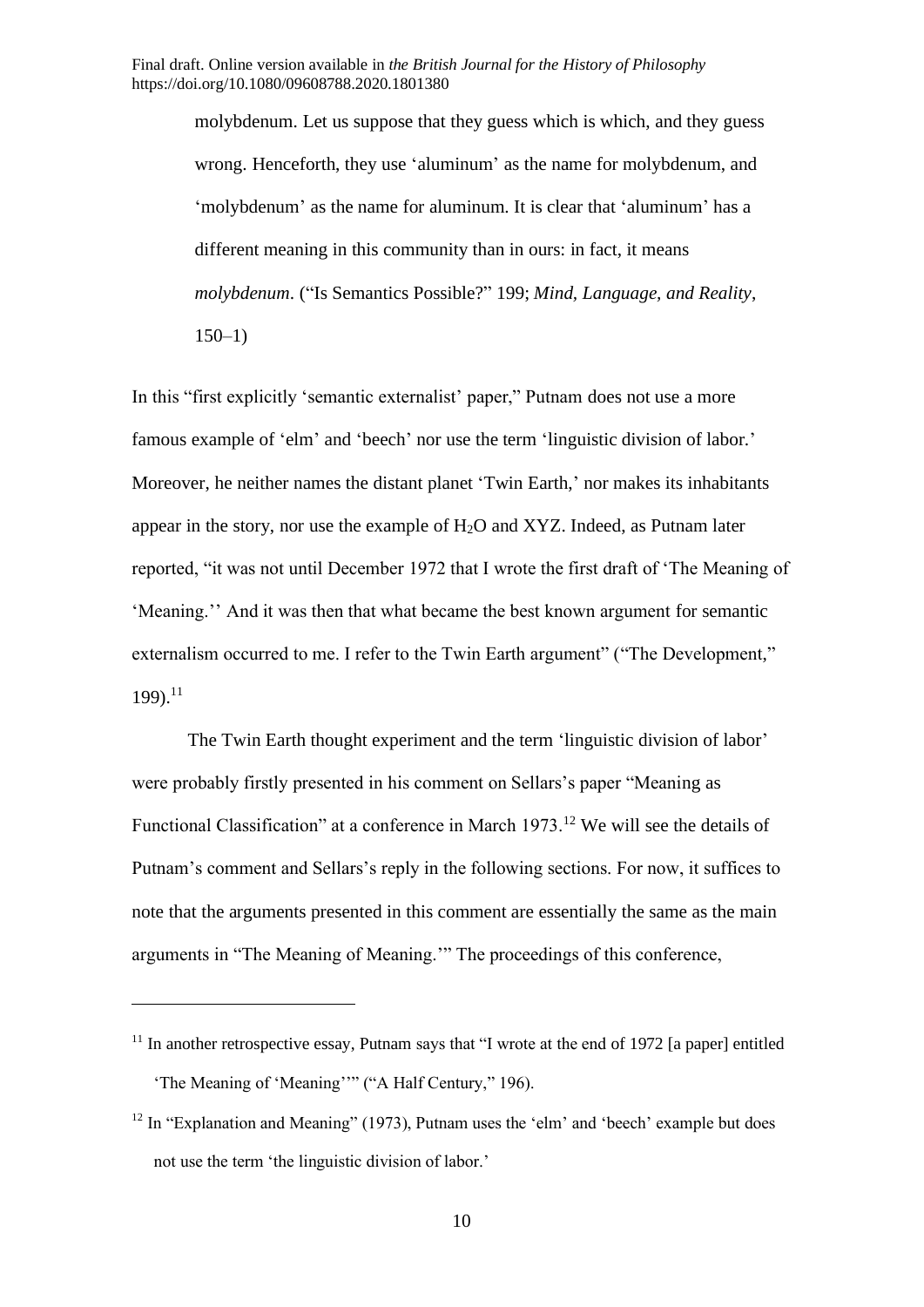> molybdenum. Let us suppose that they guess which is which, and they guess wrong. Henceforth, they use 'aluminum' as the name for molybdenum, and 'molybdenum' as the name for aluminum. It is clear that 'aluminum' has a different meaning in this community than in ours: in fact, it means *molybdenum*. ("Is Semantics Possible?" 199; *Mind, Language, and Reality*, 150–1)

In this "first explicitly 'semantic externalist' paper," Putnam does not use a more famous example of 'elm' and 'beech' nor use the term 'linguistic division of labor.' Moreover, he neither names the distant planet 'Twin Earth,' nor makes its inhabitants appear in the story, nor use the example of $H_2O$ and XYZ. Indeed, as Putnam later reported, "it was not until December 1972 that I wrote the first draft of 'The Meaning of 'Meaning.'' And it was then that what became the best known argument for semantic externalism occurred to me. I refer to the Twin Earth argument" ("The Development," 199).[11]

The Twin Earth thought experiment and the term 'linguistic division of labor' were probably firstly presented in his comment on Sellars's paper "Meaning as Functional Classification" at a conference in March 1973.[12] We will see the details of Putnam's comment and Sellars's reply in the following sections. For now, it suffices to note that the arguments presented in this comment are essentially the same as the main arguments in "The Meaning of Meaning.'" The proceedings of this conference,

[11] In another retrospective essay, Putnam says that "I wrote at the end of 1972 [a paper] entitled 'The Meaning of 'Meaning''" ("A Half Century," 196).

[12] In "Explanation and Meaning" (1973), Putnam uses the 'elm' and 'beech' example but does not use the term 'the linguistic division of labor.'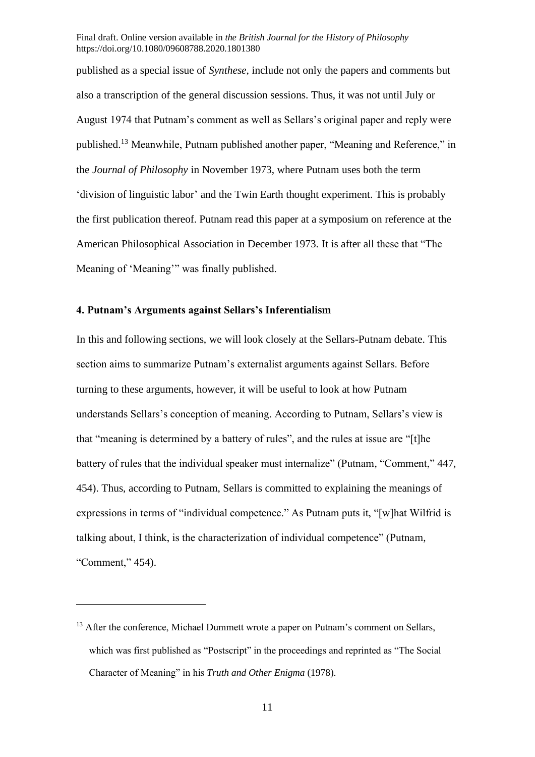published as a special issue of *Synthese*, include not only the papers and comments but also a transcription of the general discussion sessions. Thus, it was not until July or August 1974 that Putnam's comment as well as Sellars's original paper and reply were published.[13] Meanwhile, Putnam published another paper, "Meaning and Reference," in the *Journal of Philosophy* in November 1973, where Putnam uses both the term 'division of linguistic labor' and the Twin Earth thought experiment. This is probably the first publication thereof. Putnam read this paper at a symposium on reference at the American Philosophical Association in December 1973. It is after all these that "The Meaning of 'Meaning'" was finally published.

## 4. Putnam's Arguments against Sellars's Inferentialism

In this and following sections, we will look closely at the Sellars-Putnam debate. This section aims to summarize Putnam's externalist arguments against Sellars. Before turning to these arguments, however, it will be useful to look at how Putnam understands Sellars's conception of meaning. According to Putnam, Sellars's view is that "meaning is determined by a battery of rules", and the rules at issue are "[t]he battery of rules that the individual speaker must internalize" (Putnam, "Comment," 447, 454). Thus, according to Putnam, Sellars is committed to explaining the meanings of expressions in terms of "individual competence." As Putnam puts it, "[w]hat Wilfrid is talking about, I think, is the characterization of individual competence" (Putnam, "Comment," 454).

[13] After the conference, Michael Dummett wrote a paper on Putnam's comment on Sellars, which was first published as "Postscript" in the proceedings and reprinted as "The Social Character of Meaning" in his *Truth and Other Enigma* (1978).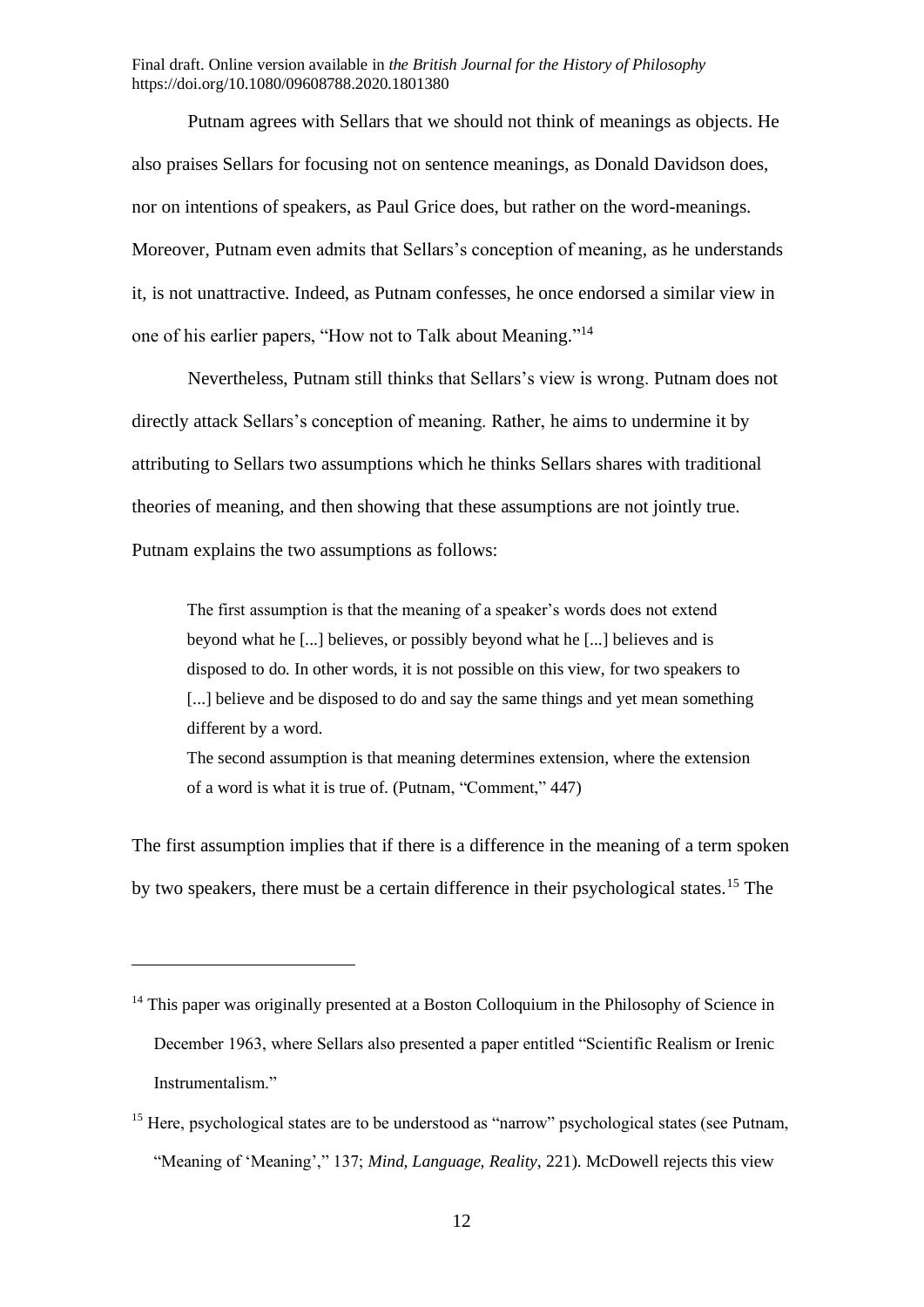Putnam agrees with Sellars that we should not think of meanings as objects. He also praises Sellars for focusing not on sentence meanings, as Donald Davidson does, nor on intentions of speakers, as Paul Grice does, but rather on the word-meanings. Moreover, Putnam even admits that Sellars's conception of meaning, as he understands it, is not unattractive. Indeed, as Putnam confesses, he once endorsed a similar view in one of his earlier papers, "How not to Talk about Meaning."[14]

Nevertheless, Putnam still thinks that Sellars's view is wrong. Putnam does not directly attack Sellars's conception of meaning. Rather, he aims to undermine it by attributing to Sellars two assumptions which he thinks Sellars shares with traditional theories of meaning, and then showing that these assumptions are not jointly true. Putnam explains the two assumptions as follows:

> The first assumption is that the meaning of a speaker's words does not extend beyond what he [...] believes, or possibly beyond what he [...] believes and is disposed to do. In other words, it is not possible on this view, for two speakers to [...] believe and be disposed to do and say the same things and yet mean something different by a word.
>
> The second assumption is that meaning determines extension, where the extension of a word is what it is true of. (Putnam, "Comment," 447)

The first assumption implies that if there is a difference in the meaning of a term spoken by two speakers, there must be a certain difference in their psychological states.[15] The

---

[14] This paper was originally presented at a Boston Colloquium in the Philosophy of Science in December 1963, where Sellars also presented a paper entitled "Scientific Realism or Irenic Instrumentalism."

[15] Here, psychological states are to be understood as "narrow" psychological states (see Putnam, "Meaning of 'Meaning'," 137; *Mind, Language, Reality*, 221). McDowell rejects this view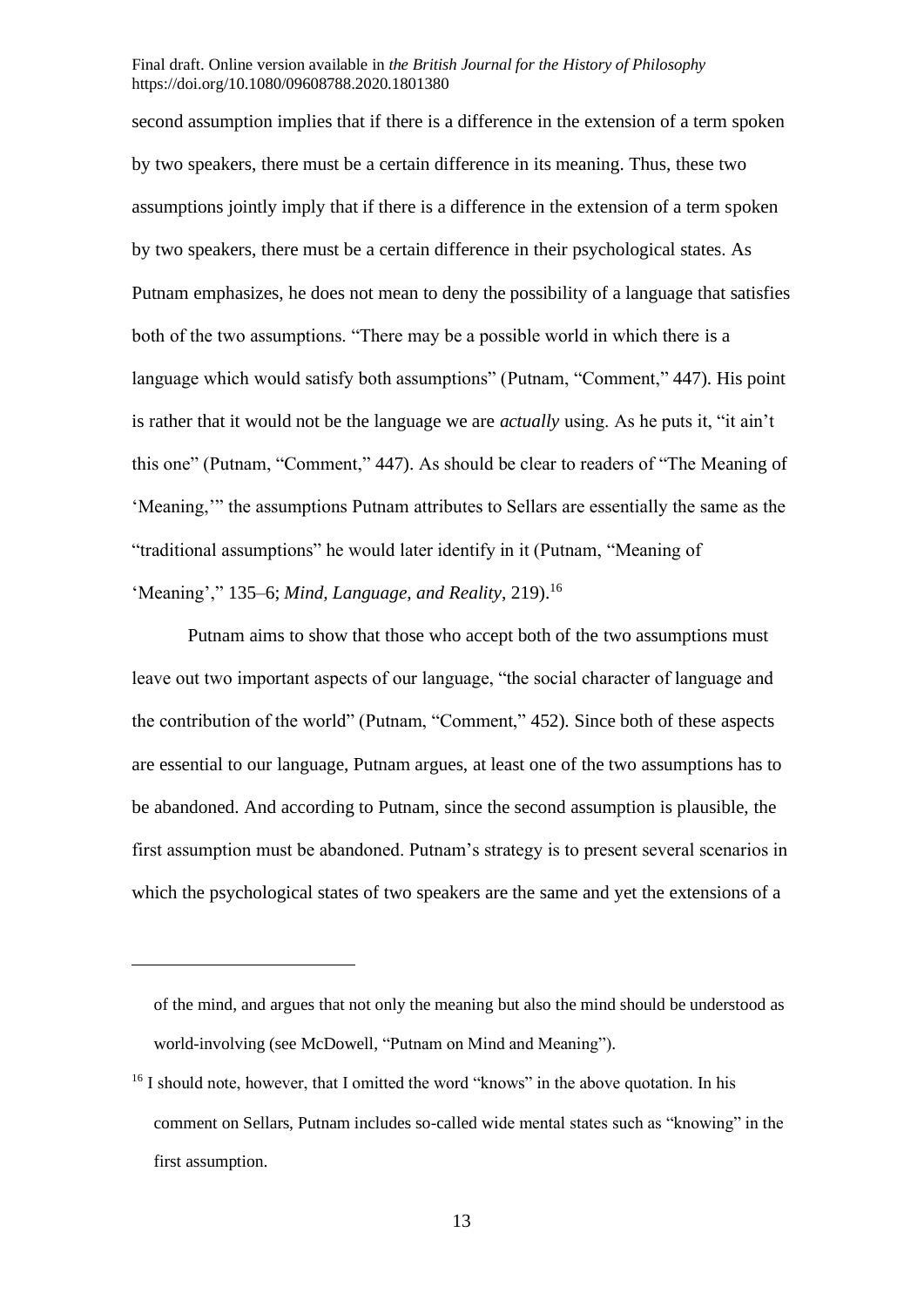second assumption implies that if there is a difference in the extension of a term spoken by two speakers, there must be a certain difference in its meaning. Thus, these two assumptions jointly imply that if there is a difference in the extension of a term spoken by two speakers, there must be a certain difference in their psychological states. As Putnam emphasizes, he does not mean to deny the possibility of a language that satisfies both of the two assumptions. "There may be a possible world in which there is a language which would satisfy both assumptions" (Putnam, "Comment," 447). His point is rather that it would not be the language we are *actually* using. As he puts it, "it ain't this one" (Putnam, "Comment," 447). As should be clear to readers of "The Meaning of 'Meaning,'" the assumptions Putnam attributes to Sellars are essentially the same as the "traditional assumptions" he would later identify in it (Putnam, "Meaning of 'Meaning'," 135–6; *Mind, Language, and Reality*, 219).[16]

Putnam aims to show that those who accept both of the two assumptions must leave out two important aspects of our language, "the social character of language and the contribution of the world" (Putnam, "Comment," 452). Since both of these aspects are essential to our language, Putnam argues, at least one of the two assumptions has to be abandoned. And according to Putnam, since the second assumption is plausible, the first assumption must be abandoned. Putnam's strategy is to present several scenarios in which the psychological states of two speakers are the same and yet the extensions of a

---

of the mind, and argues that not only the meaning but also the mind should be understood as world-involving (see McDowell, "Putnam on Mind and Meaning").

[16] I should note, however, that I omitted the word "knows" in the above quotation. In his comment on Sellars, Putnam includes so-called wide mental states such as "knowing" in the first assumption.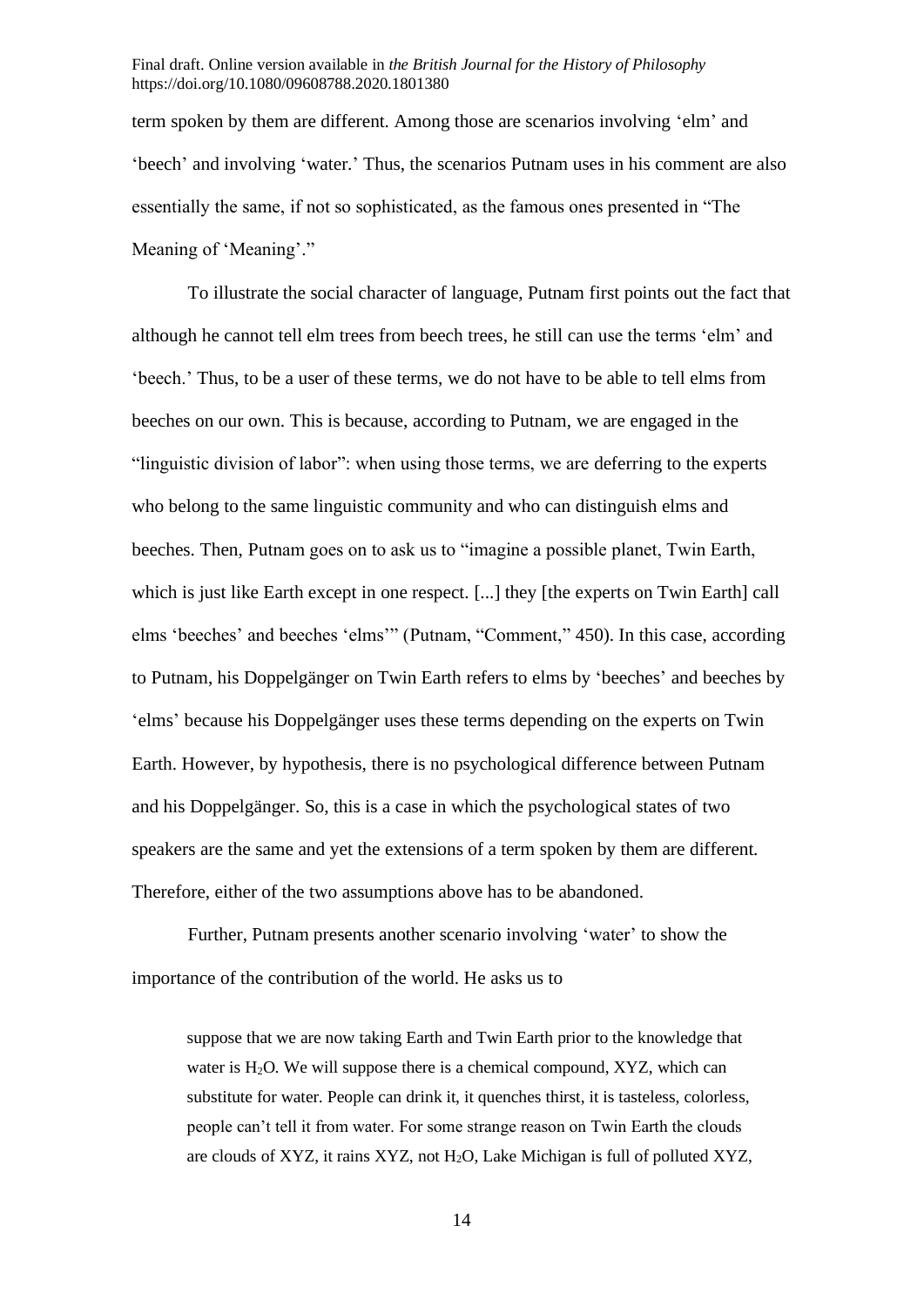term spoken by them are different. Among those are scenarios involving 'elm' and 'beech' and involving 'water.' Thus, the scenarios Putnam uses in his comment are also essentially the same, if not so sophisticated, as the famous ones presented in "The Meaning of 'Meaning'."

To illustrate the social character of language, Putnam first points out the fact that although he cannot tell elm trees from beech trees, he still can use the terms 'elm' and 'beech.' Thus, to be a user of these terms, we do not have to be able to tell elms from beeches on our own. This is because, according to Putnam, we are engaged in the "linguistic division of labor": when using those terms, we are deferring to the experts who belong to the same linguistic community and who can distinguish elms and beeches. Then, Putnam goes on to ask us to "imagine a possible planet, Twin Earth, which is just like Earth except in one respect. [...] they [the experts on Twin Earth] call elms 'beeches' and beeches 'elms'" (Putnam, "Comment," 450). In this case, according to Putnam, his Doppelgänger on Twin Earth refers to elms by 'beeches' and beeches by 'elms' because his Doppelgänger uses these terms depending on the experts on Twin Earth. However, by hypothesis, there is no psychological difference between Putnam and his Doppelgänger. So, this is a case in which the psychological states of two speakers are the same and yet the extensions of a term spoken by them are different. Therefore, either of the two assumptions above has to be abandoned.

Further, Putnam presents another scenario involving 'water' to show the importance of the contribution of the world. He asks us to

> suppose that we are now taking Earth and Twin Earth prior to the knowledge that water is $H_2O$. We will suppose there is a chemical compound, XYZ, which can substitute for water. People can drink it, it quenches thirst, it is tasteless, colorless, people can't tell it from water. For some strange reason on Twin Earth the clouds are clouds of XYZ, it rains XYZ, not $H_2O$, Lake Michigan is full of polluted XYZ,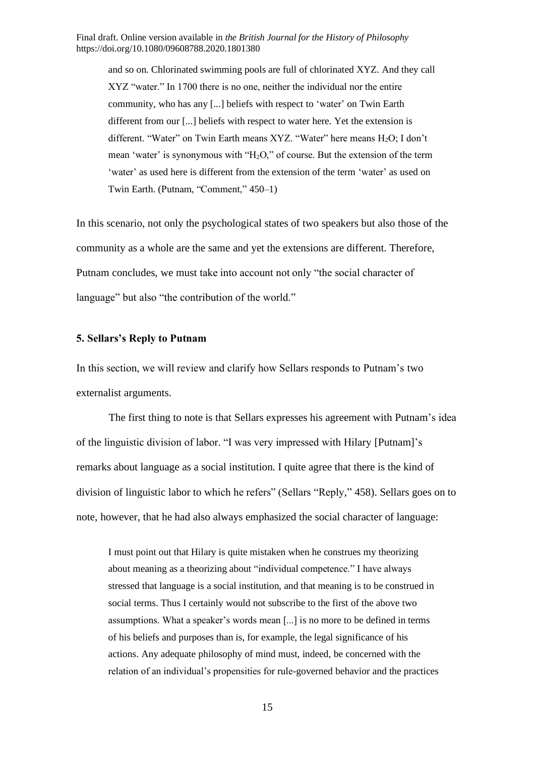> and so on. Chlorinated swimming pools are full of chlorinated XYZ. And they call XYZ "water." In 1700 there is no one, neither the individual nor the entire community, who has any [...] beliefs with respect to 'water' on Twin Earth different from our [...] beliefs with respect to water here. Yet the extension is different. "Water" on Twin Earth means XYZ. "Water" here means $H_2O$; I don't mean 'water' is synonymous with "$H_2O$," of course. But the extension of the term 'water' as used here is different from the extension of the term 'water' as used on Twin Earth. (Putnam, "Comment," 450–1)

In this scenario, not only the psychological states of two speakers but also those of the community as a whole are the same and yet the extensions are different. Therefore, Putnam concludes, we must take into account not only "the social character of language" but also "the contribution of the world."

### 5. Sellars's Reply to Putnam

In this section, we will review and clarify how Sellars responds to Putnam's two externalist arguments.

The first thing to note is that Sellars expresses his agreement with Putnam's idea of the linguistic division of labor. "I was very impressed with Hilary [Putnam]'s remarks about language as a social institution. I quite agree that there is the kind of division of linguistic labor to which he refers" (Sellars "Reply," 458). Sellars goes on to note, however, that he had also always emphasized the social character of language:

> I must point out that Hilary is quite mistaken when he construes my theorizing about meaning as a theorizing about "individual competence." I have always stressed that language is a social institution, and that meaning is to be construed in social terms. Thus I certainly would not subscribe to the first of the above two assumptions. What a speaker's words mean [...] is no more to be defined in terms of his beliefs and purposes than is, for example, the legal significance of his actions. Any adequate philosophy of mind must, indeed, be concerned with the relation of an individual's propensities for rule-governed behavior and the practices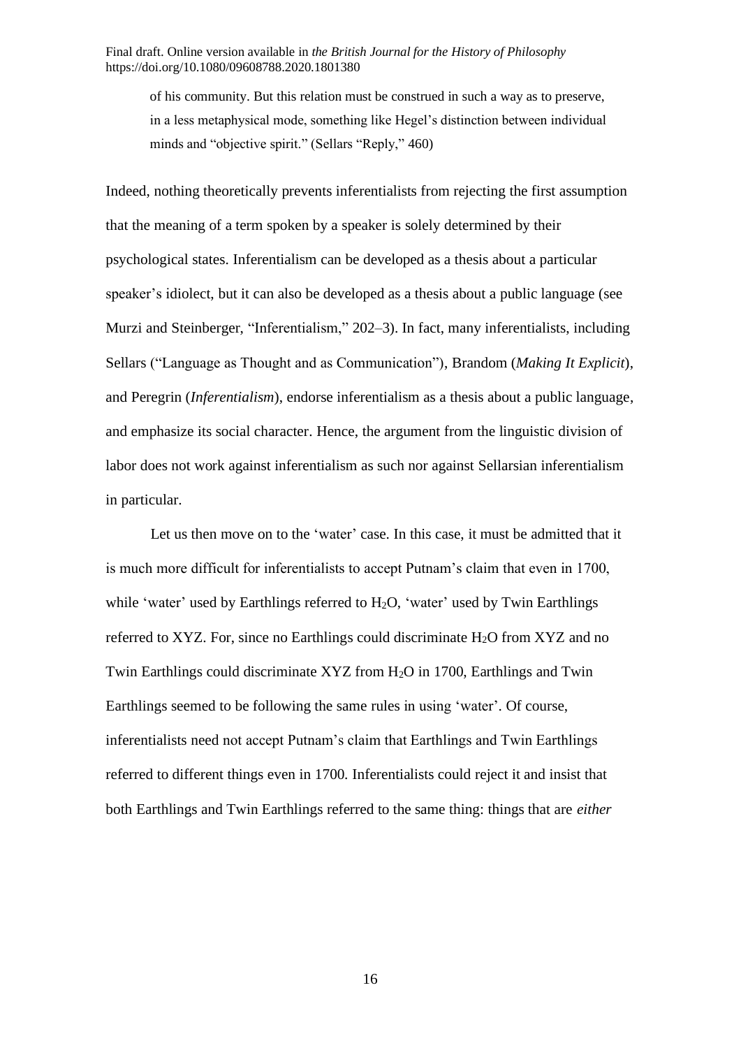> of his community. But this relation must be construed in such a way as to preserve, in a less metaphysical mode, something like Hegel's distinction between individual minds and "objective spirit." (Sellars "Reply," 460)

Indeed, nothing theoretically prevents inferentialists from rejecting the first assumption that the meaning of a term spoken by a speaker is solely determined by their psychological states. Inferentialism can be developed as a thesis about a particular speaker's idiolect, but it can also be developed as a thesis about a public language (see Murzi and Steinberger, "Inferentialism," 202–3). In fact, many inferentialists, including Sellars ("Language as Thought and as Communication"), Brandom (*Making It Explicit*), and Peregrin (*Inferentialism*), endorse inferentialism as a thesis about a public language, and emphasize its social character. Hence, the argument from the linguistic division of labor does not work against inferentialism as such nor against Sellarsian inferentialism in particular.

Let us then move on to the 'water' case. In this case, it must be admitted that it is much more difficult for inferentialists to accept Putnam's claim that even in 1700, while 'water' used by Earthlings referred to $H_2O$, 'water' used by Twin Earthlings referred to XYZ. For, since no Earthlings could discriminate $H_2O$ from XYZ and no Twin Earthlings could discriminate XYZ from $H_2O$ in 1700, Earthlings and Twin Earthlings seemed to be following the same rules in using 'water'. Of course, inferentialists need not accept Putnam's claim that Earthlings and Twin Earthlings referred to different things even in 1700. Inferentialists could reject it and insist that both Earthlings and Twin Earthlings referred to the same thing: things that are *either*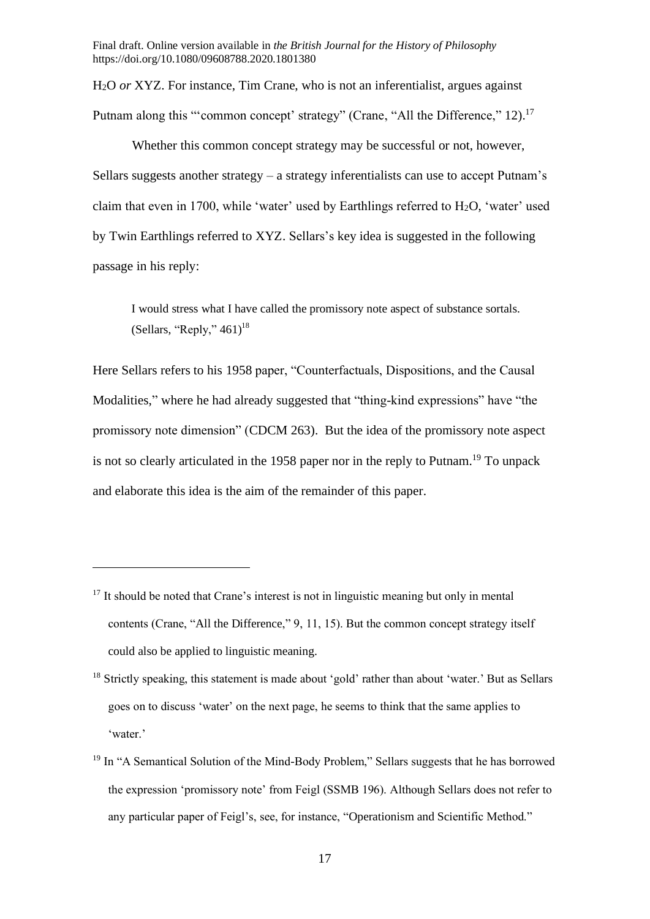$H_2O$ *or* XYZ. For instance, Tim Crane, who is not an inferentialist, argues against Putnam along this "'common concept' strategy" (Crane, "All the Difference," 12).[17]

Whether this common concept strategy may be successful or not, however, Sellars suggests another strategy – a strategy inferentialists can use to accept Putnam's claim that even in 1700, while 'water' used by Earthlings referred to $H_2O$, 'water' used by Twin Earthlings referred to XYZ. Sellars's key idea is suggested in the following passage in his reply:

> I would stress what I have called the promissory note aspect of substance sortals. (Sellars, "Reply," 461)[18]

Here Sellars refers to his 1958 paper, "Counterfactuals, Dispositions, and the Causal Modalities," where he had already suggested that "thing-kind expressions" have "the promissory note dimension" (CDCM 263). But the idea of the promissory note aspect is not so clearly articulated in the 1958 paper nor in the reply to Putnam.[19] To unpack and elaborate this idea is the aim of the remainder of this paper.

---

[17] It should be noted that Crane's interest is not in linguistic meaning but only in mental contents (Crane, "All the Difference," 9, 11, 15). But the common concept strategy itself could also be applied to linguistic meaning.

[18] Strictly speaking, this statement is made about 'gold' rather than about 'water.' But as Sellars goes on to discuss 'water' on the next page, he seems to think that the same applies to 'water.'

[19] In "A Semantical Solution of the Mind-Body Problem," Sellars suggests that he has borrowed the expression 'promissory note' from Feigl (SSMB 196). Although Sellars does not refer to any particular paper of Feigl's, see, for instance, "Operationism and Scientific Method."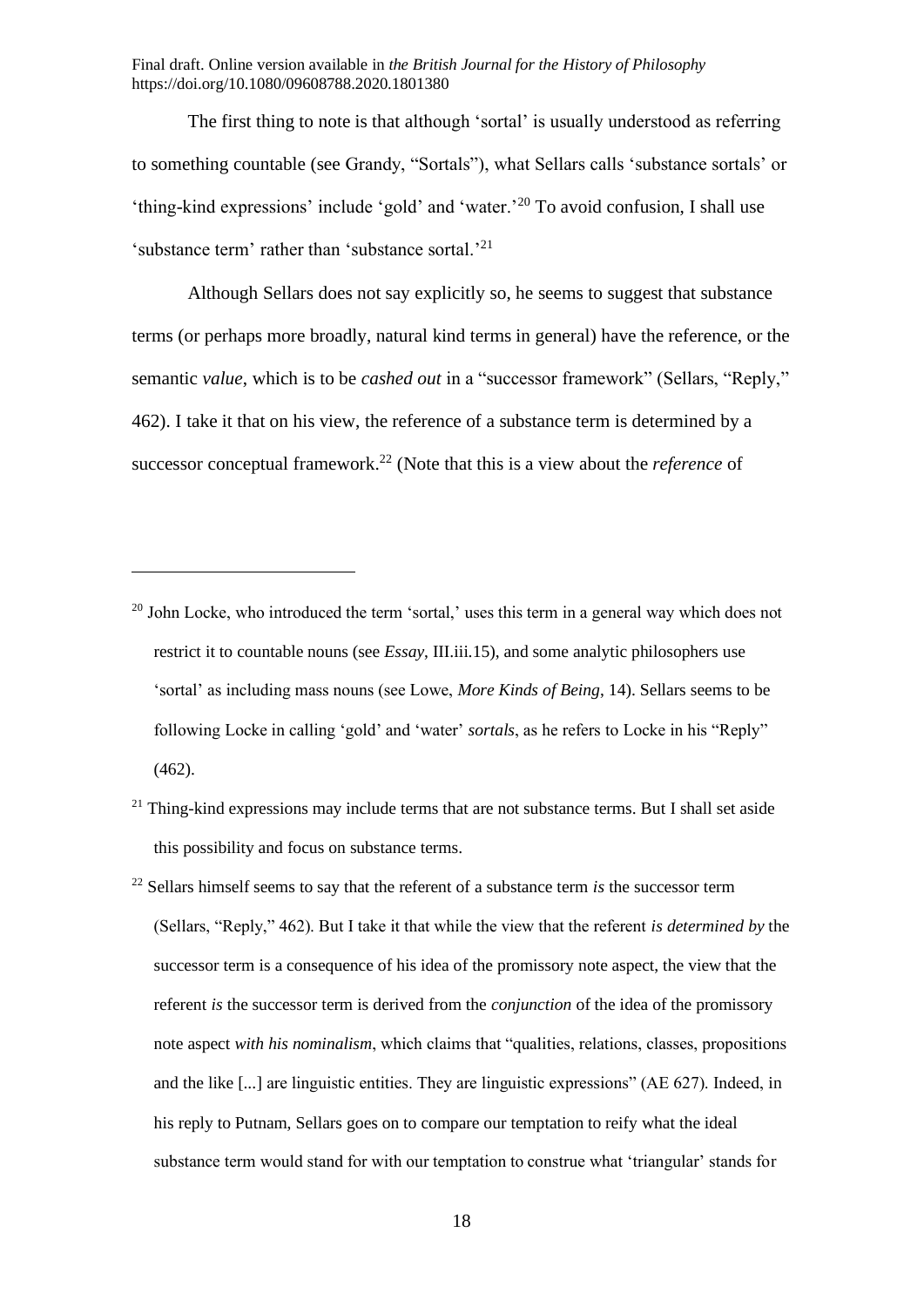The first thing to note is that although 'sortal' is usually understood as referring to something countable (see Grandy, "Sortals"), what Sellars calls 'substance sortals' or 'thing-kind expressions' include 'gold' and 'water.'[20] To avoid confusion, I shall use 'substance term' rather than 'substance sortal.'[21]

Although Sellars does not say explicitly so, he seems to suggest that substance terms (or perhaps more broadly, natural kind terms in general) have the reference, or the semantic *value*, which is to be *cashed out* in a "successor framework" (Sellars, "Reply," 462). I take it that on his view, the reference of a substance term is determined by a successor conceptual framework.[22] (Note that this is a view about the *reference* of

---

[20] John Locke, who introduced the term 'sortal,' uses this term in a general way which does not restrict it to countable nouns (see *Essay*, III.iii.15), and some analytic philosophers use 'sortal' as including mass nouns (see Lowe, *More Kinds of Being*, 14). Sellars seems to be following Locke in calling 'gold' and 'water' *sortals*, as he refers to Locke in his "Reply" (462).

[21] Thing-kind expressions may include terms that are not substance terms. But I shall set aside this possibility and focus on substance terms.

[22] Sellars himself seems to say that the referent of a substance term *is* the successor term (Sellars, "Reply," 462). But I take it that while the view that the referent *is determined by* the successor term is a consequence of his idea of the promissory note aspect, the view that the referent *is* the successor term is derived from the *conjunction* of the idea of the promissory note aspect *with his nominalism*, which claims that "qualities, relations, classes, propositions and the like [...] are linguistic entities. They are linguistic expressions" (AE 627). Indeed, in his reply to Putnam, Sellars goes on to compare our temptation to reify what the ideal substance term would stand for with our temptation to construe what 'triangular' stands for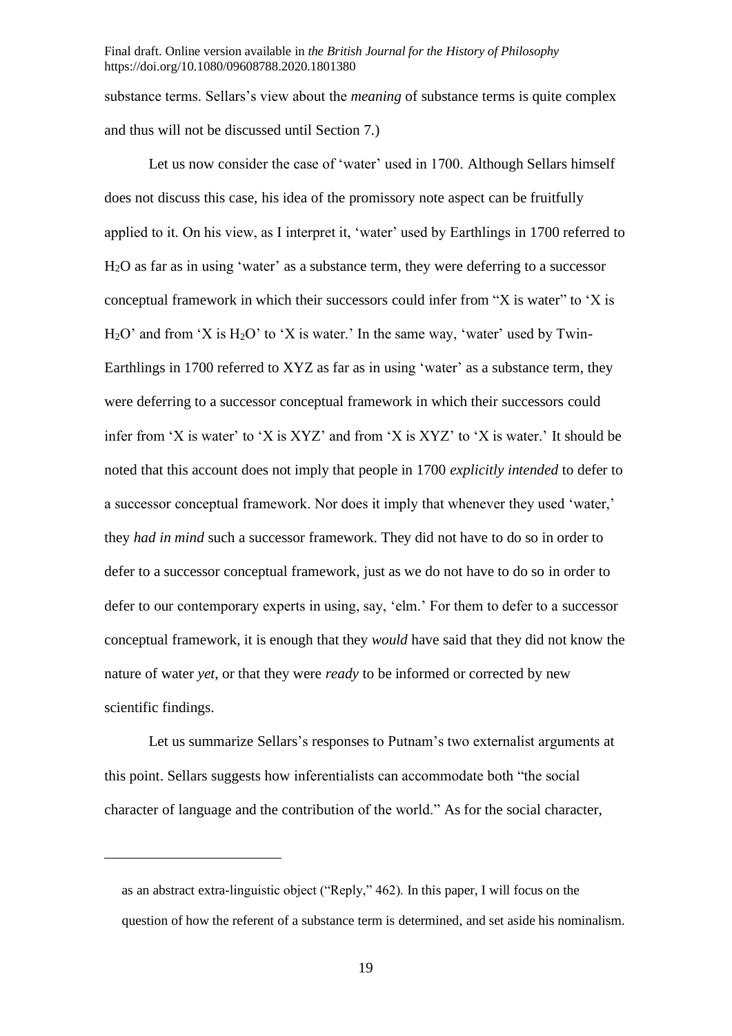substance terms. Sellars's view about the *meaning* of substance terms is quite complex and thus will not be discussed until Section 7.)

Let us now consider the case of 'water' used in 1700. Although Sellars himself does not discuss this case, his idea of the promissory note aspect can be fruitfully applied to it. On his view, as I interpret it, 'water' used by Earthlings in 1700 referred to $H_2O$ as far as in using 'water' as a substance term, they were deferring to a successor conceptual framework in which their successors could infer from "X is water" to 'X is $H_2O$' and from 'X is $H_2O$' to 'X is water.' In the same way, 'water' used by Twin-Earthlings in 1700 referred to XYZ as far as in using 'water' as a substance term, they were deferring to a successor conceptual framework in which their successors could infer from 'X is water' to 'X is XYZ' and from 'X is XYZ' to 'X is water.' It should be noted that this account does not imply that people in 1700 *explicitly intended* to defer to a successor conceptual framework. Nor does it imply that whenever they used 'water,' they *had in mind* such a successor framework. They did not have to do so in order to defer to a successor conceptual framework, just as we do not have to do so in order to defer to our contemporary experts in using, say, 'elm.' For them to defer to a successor conceptual framework, it is enough that they *would* have said that they did not know the nature of water *yet*, or that they were *ready* to be informed or corrected by new scientific findings.

Let us summarize Sellars's responses to Putnam's two externalist arguments at this point. Sellars suggests how inferentialists can accommodate both "the social character of language and the contribution of the world." As for the social character,

as an abstract extra-linguistic object ("Reply," 462). In this paper, I will focus on the question of how the referent of a substance term is determined, and set aside his nominalism.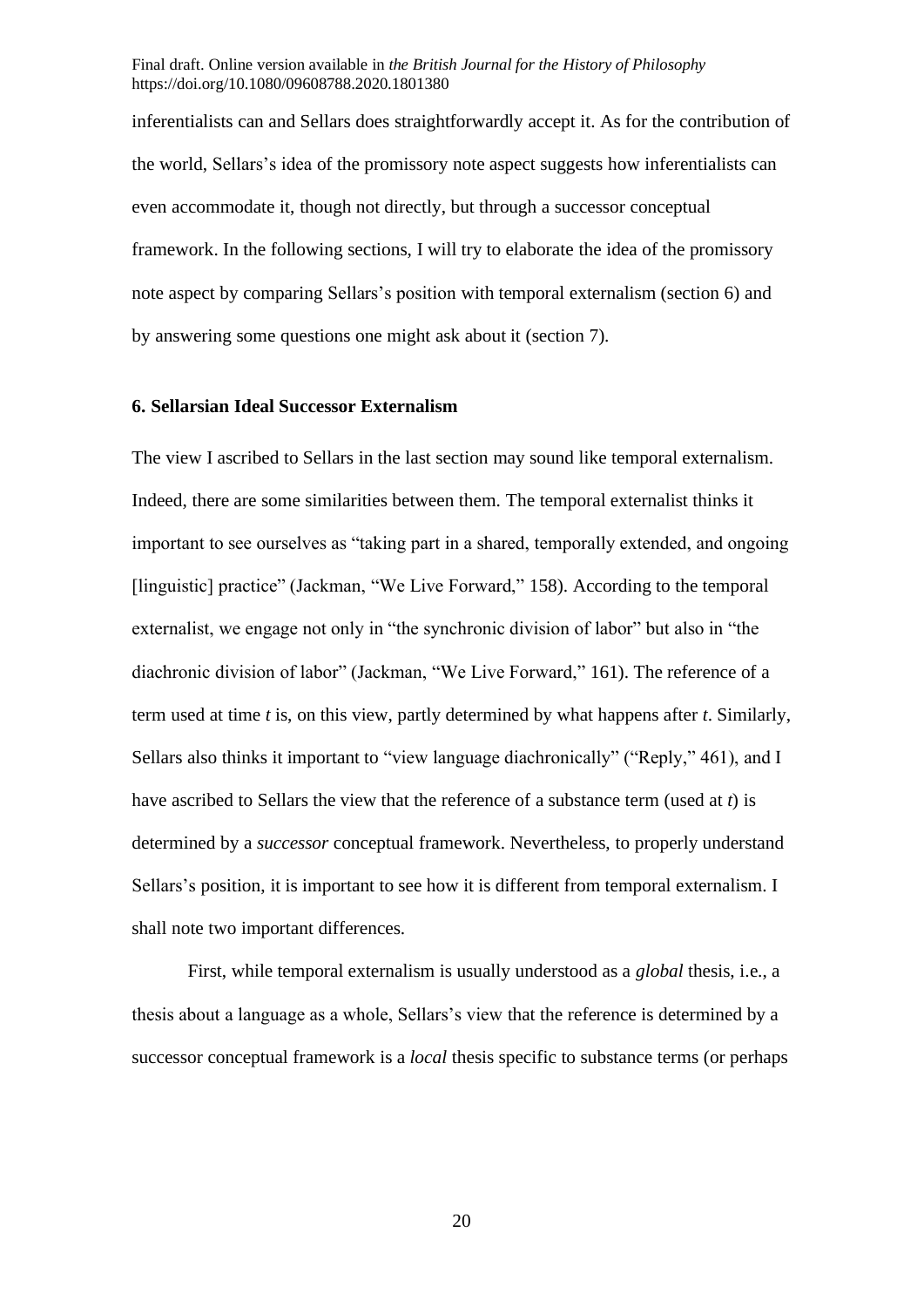inferentialists can and Sellars does straightforwardly accept it. As for the contribution of the world, Sellars's idea of the promissory note aspect suggests how inferentialists can even accommodate it, though not directly, but through a successor conceptual framework. In the following sections, I will try to elaborate the idea of the promissory note aspect by comparing Sellars's position with temporal externalism (section 6) and by answering some questions one might ask about it (section 7).

### 6. Sellarsian Ideal Successor Externalism

The view I ascribed to Sellars in the last section may sound like temporal externalism. Indeed, there are some similarities between them. The temporal externalist thinks it important to see ourselves as "taking part in a shared, temporally extended, and ongoing [linguistic] practice" (Jackman, "We Live Forward," 158). According to the temporal externalist, we engage not only in "the synchronic division of labor" but also in "the diachronic division of labor" (Jackman, "We Live Forward," 161). The reference of a term used at time *t* is, on this view, partly determined by what happens after *t*. Similarly, Sellars also thinks it important to "view language diachronically" ("Reply," 461), and I have ascribed to Sellars the view that the reference of a substance term (used at *t*) is determined by a *successor* conceptual framework. Nevertheless, to properly understand Sellars's position, it is important to see how it is different from temporal externalism. I shall note two important differences.

First, while temporal externalism is usually understood as a *global* thesis, i.e., a thesis about a language as a whole, Sellars's view that the reference is determined by a successor conceptual framework is a *local* thesis specific to substance terms (or perhaps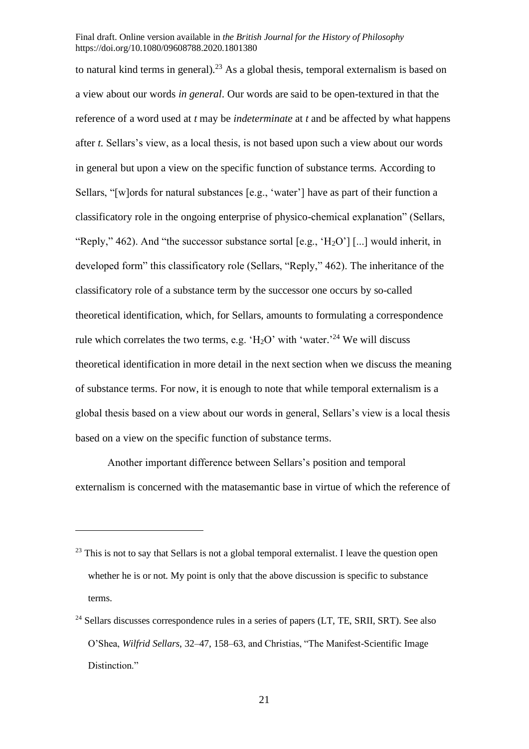to natural kind terms in general).[23] As a global thesis, temporal externalism is based on a view about our words *in general*. Our words are said to be open-textured in that the reference of a word used at *t* may be *indeterminate* at *t* and be affected by what happens after *t*. Sellars's view, as a local thesis, is not based upon such a view about our words in general but upon a view on the specific function of substance terms. According to Sellars, "[w]ords for natural substances [e.g., 'water'] have as part of their function a classificatory role in the ongoing enterprise of physico-chemical explanation" (Sellars, "Reply," 462). And "the successor substance sortal [e.g., '$H_2O$'] [...] would inherit, in developed form" this classificatory role (Sellars, "Reply," 462). The inheritance of the classificatory role of a substance term by the successor one occurs by so-called theoretical identification, which, for Sellars, amounts to formulating a correspondence rule which correlates the two terms, e.g. '$H_2O$' with 'water.'[24] We will discuss theoretical identification in more detail in the next section when we discuss the meaning of substance terms. For now, it is enough to note that while temporal externalism is a global thesis based on a view about our words in general, Sellars's view is a local thesis based on a view on the specific function of substance terms.

Another important difference between Sellars's position and temporal externalism is concerned with the matasemantic base in virtue of which the reference of

---

[23] This is not to say that Sellars is not a global temporal externalist. I leave the question open whether he is or not. My point is only that the above discussion is specific to substance terms.

[24] Sellars discusses correspondence rules in a series of papers (LT, TE, SRII, SRT). See also O'Shea, *Wilfrid Sellars*, 32–47, 158–63, and Christias, "The Manifest-Scientific Image Distinction."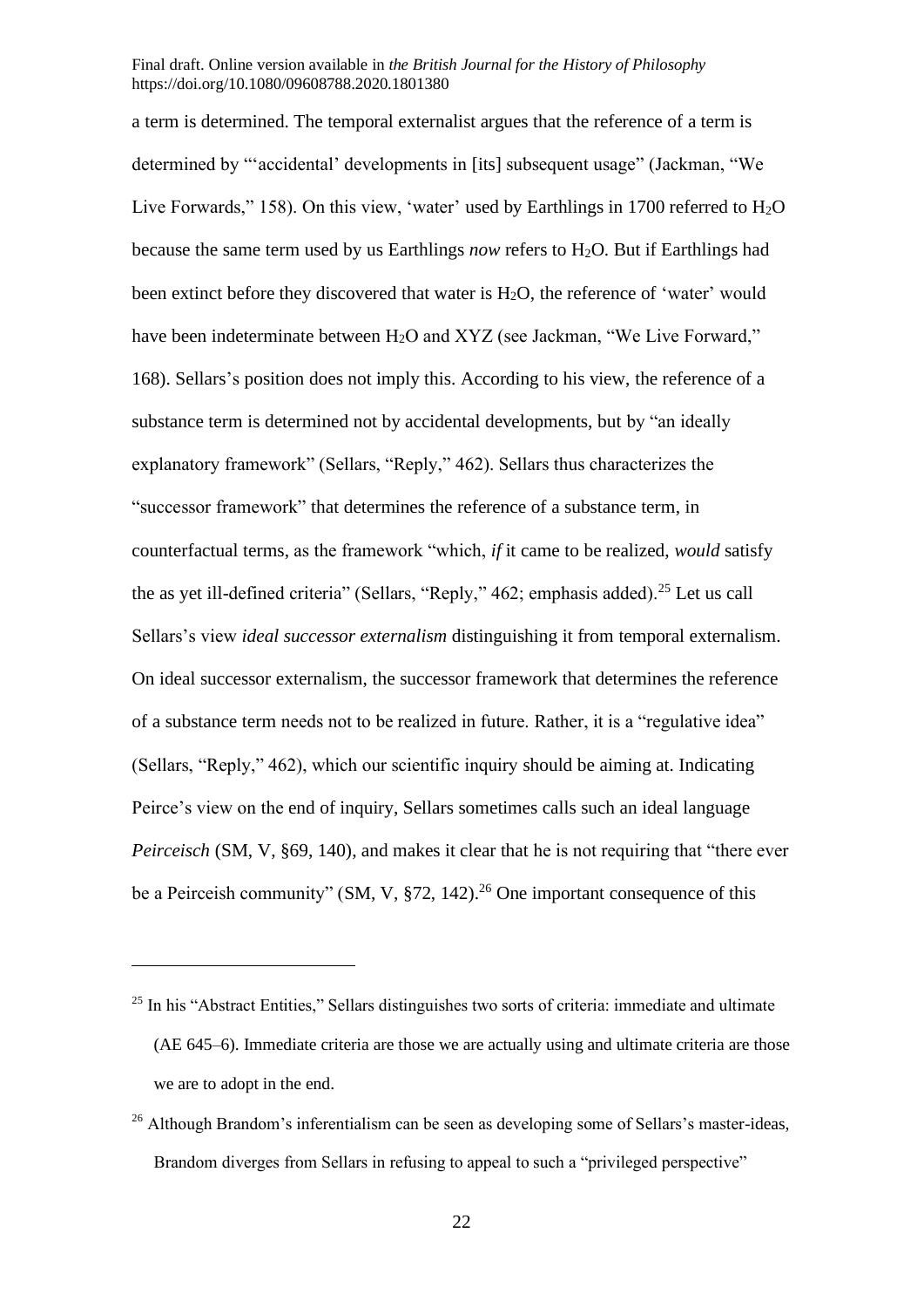a term is determined. The temporal externalist argues that the reference of a term is determined by "'accidental' developments in [its] subsequent usage" (Jackman, "We Live Forwards," 158). On this view, 'water' used by Earthlings in 1700 referred to $H_2O$ because the same term used by us Earthlings *now* refers to $H_2O$. But if Earthlings had been extinct before they discovered that water is $H_2O$, the reference of 'water' would have been indeterminate between $H_2O$ and XYZ (see Jackman, "We Live Forward," 168). Sellars's position does not imply this. According to his view, the reference of a substance term is determined not by accidental developments, but by "an ideally explanatory framework" (Sellars, "Reply," 462). Sellars thus characterizes the "successor framework" that determines the reference of a substance term, in counterfactual terms, as the framework "which, *if* it came to be realized, *would* satisfy the as yet ill-defined criteria" (Sellars, "Reply," 462; emphasis added).[25] Let us call Sellars's view *ideal successor externalism* distinguishing it from temporal externalism. On ideal successor externalism, the successor framework that determines the reference of a substance term needs not to be realized in future. Rather, it is a "regulative idea" (Sellars, "Reply," 462), which our scientific inquiry should be aiming at. Indicating Peirce's view on the end of inquiry, Sellars sometimes calls such an ideal language *Peirceisch* (SM, V, §69, 140), and makes it clear that he is not requiring that "there ever be a Peirceish community" (SM, V, §72, 142).[26] One important consequence of this

---

[25] In his "Abstract Entities," Sellars distinguishes two sorts of criteria: immediate and ultimate (AE 645–6). Immediate criteria are those we are actually using and ultimate criteria are those we are to adopt in the end.

[26] Although Brandom's inferentialism can be seen as developing some of Sellars's master-ideas, Brandom diverges from Sellars in refusing to appeal to such a "privileged perspective"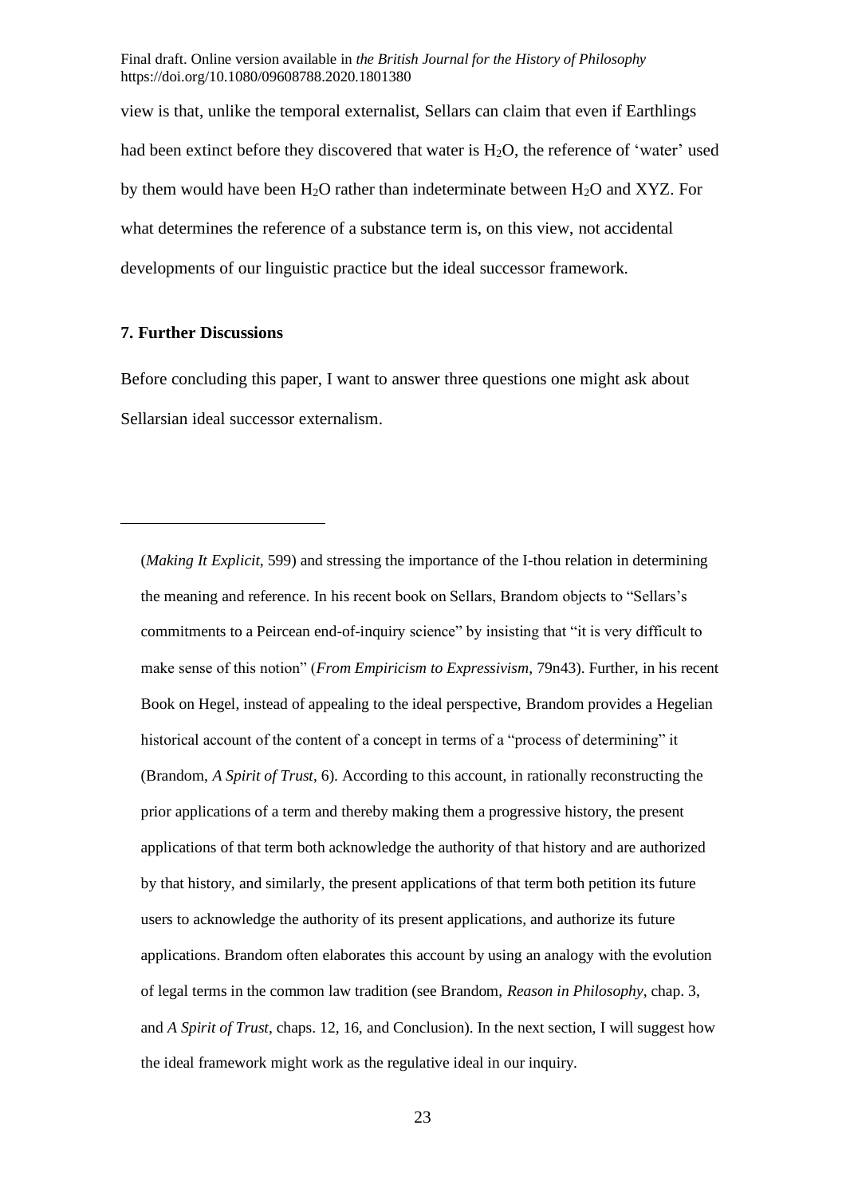view is that, unlike the temporal externalist, Sellars can claim that even if Earthlings had been extinct before they discovered that water is $H_2O$, the reference of 'water' used by them would have been $H_2O$ rather than indeterminate between $H_2O$ and XYZ. For what determines the reference of a substance term is, on this view, not accidental developments of our linguistic practice but the ideal successor framework.

**7. Further Discussions**

Before concluding this paper, I want to answer three questions one might ask about Sellarsian ideal successor externalism.

---

(*Making It Explicit*, 599) and stressing the importance of the I-thou relation in determining the meaning and reference. In his recent book on Sellars, Brandom objects to "Sellars's commitments to a Peircean end-of-inquiry science" by insisting that "it is very difficult to make sense of this notion" (*From Empiricism to Expressivism*, 79n43). Further, in his recent Book on Hegel, instead of appealing to the ideal perspective, Brandom provides a Hegelian historical account of the content of a concept in terms of a "process of determining" it (Brandom, *A Spirit of Trust*, 6). According to this account, in rationally reconstructing the prior applications of a term and thereby making them a progressive history, the present applications of that term both acknowledge the authority of that history and are authorized by that history, and similarly, the present applications of that term both petition its future users to acknowledge the authority of its present applications, and authorize its future applications. Brandom often elaborates this account by using an analogy with the evolution of legal terms in the common law tradition (see Brandom, *Reason in Philosophy*, chap. 3, and *A Spirit of Trust*, chaps. 12, 16, and Conclusion). In the next section, I will suggest how the ideal framework might work as the regulative ideal in our inquiry.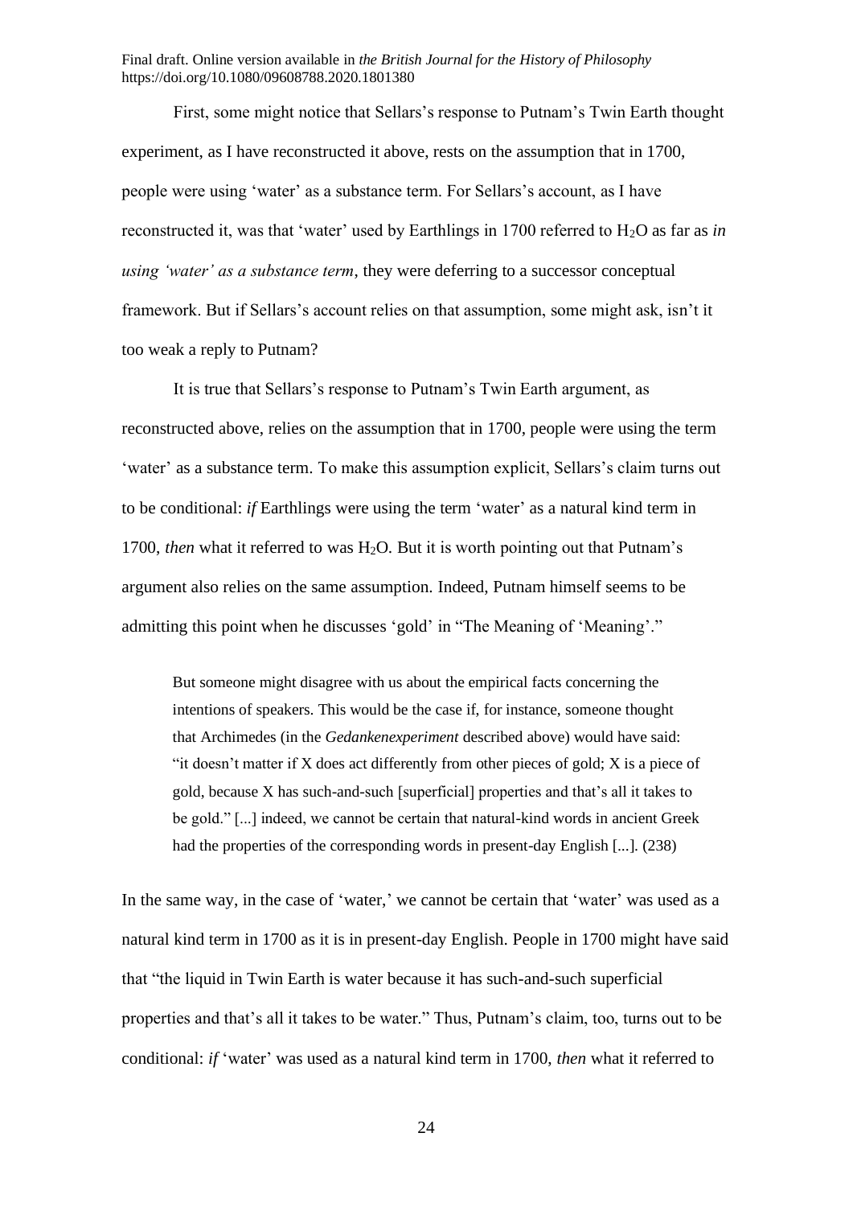First, some might notice that Sellars's response to Putnam's Twin Earth thought experiment, as I have reconstructed it above, rests on the assumption that in 1700, people were using 'water' as a substance term. For Sellars's account, as I have reconstructed it, was that 'water' used by Earthlings in 1700 referred to $H_2O$ as far as *in using 'water' as a substance term*, they were deferring to a successor conceptual framework. But if Sellars's account relies on that assumption, some might ask, isn't it too weak a reply to Putnam?

It is true that Sellars's response to Putnam's Twin Earth argument, as reconstructed above, relies on the assumption that in 1700, people were using the term 'water' as a substance term. To make this assumption explicit, Sellars's claim turns out to be conditional: *if* Earthlings were using the term 'water' as a natural kind term in 1700, *then* what it referred to was $H_2O$. But it is worth pointing out that Putnam's argument also relies on the same assumption. Indeed, Putnam himself seems to be admitting this point when he discusses 'gold' in "The Meaning of 'Meaning'."

> But someone might disagree with us about the empirical facts concerning the intentions of speakers. This would be the case if, for instance, someone thought that Archimedes (in the *Gedankenexperiment* described above) would have said: "it doesn't matter if X does act differently from other pieces of gold; X is a piece of gold, because X has such-and-such [superficial] properties and that's all it takes to be gold." [...] indeed, we cannot be certain that natural-kind words in ancient Greek had the properties of the corresponding words in present-day English [...]. (238)

In the same way, in the case of 'water,' we cannot be certain that 'water' was used as a natural kind term in 1700 as it is in present-day English. People in 1700 might have said that "the liquid in Twin Earth is water because it has such-and-such superficial properties and that's all it takes to be water." Thus, Putnam's claim, too, turns out to be conditional: *if* 'water' was used as a natural kind term in 1700, *then* what it referred to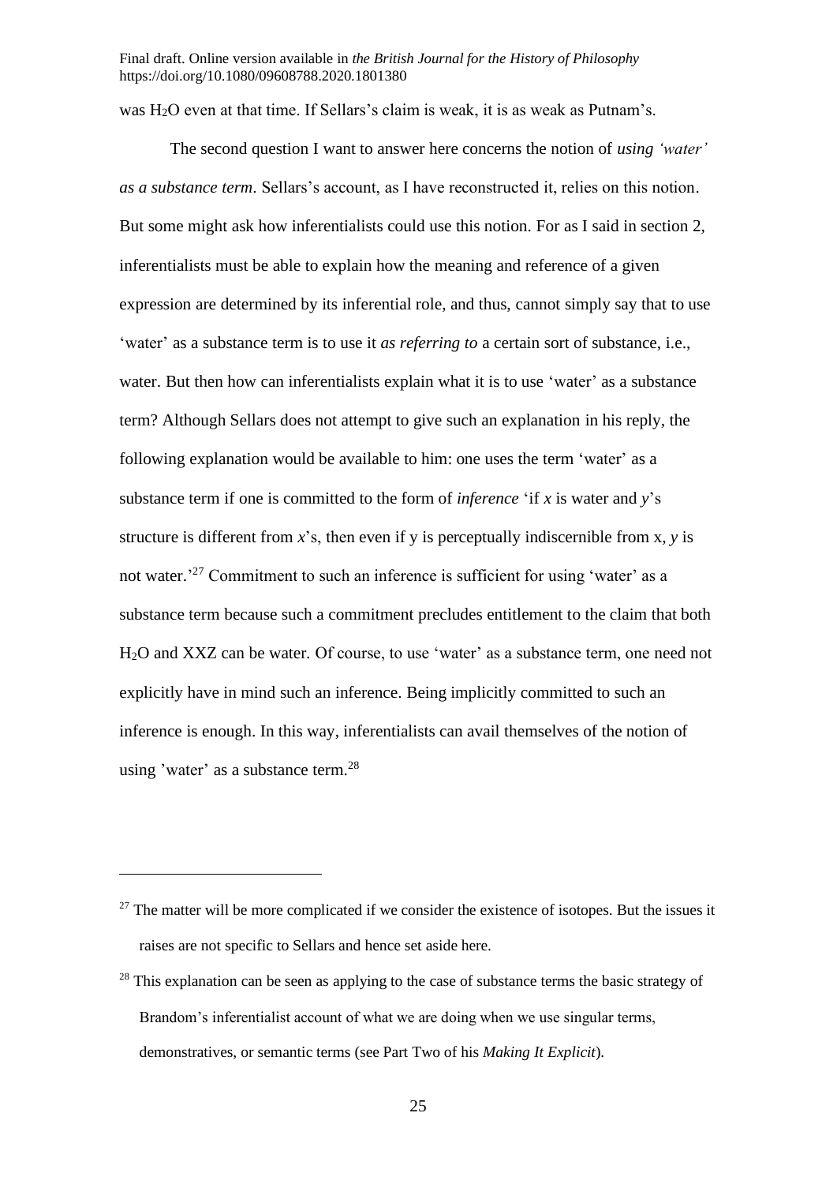was $H_2O$ even at that time. If Sellars's claim is weak, it is as weak as Putnam's.

The second question I want to answer here concerns the notion of *using 'water' as a substance term*. Sellars's account, as I have reconstructed it, relies on this notion. But some might ask how inferentialists could use this notion. For as I said in section 2, inferentialists must be able to explain how the meaning and reference of a given expression are determined by its inferential role, and thus, cannot simply say that to use 'water' as a substance term is to use it *as referring to* a certain sort of substance, i.e., water. But then how can inferentialists explain what it is to use 'water' as a substance term? Although Sellars does not attempt to give such an explanation in his reply, the following explanation would be available to him: one uses the term 'water' as a substance term if one is committed to the form of *inference* 'if *x* is water and *y*'s structure is different from *x*'s, then even if y is perceptually indiscernible from x, *y* is not water.'[27] Commitment to such an inference is sufficient for using 'water' as a substance term because such a commitment precludes entitlement to the claim that both $H_2O$ and XXZ can be water. Of course, to use 'water' as a substance term, one need not explicitly have in mind such an inference. Being implicitly committed to such an inference is enough. In this way, inferentialists can avail themselves of the notion of using 'water' as a substance term.[28]

---

[27] The matter will be more complicated if we consider the existence of isotopes. But the issues it raises are not specific to Sellars and hence set aside here.

[28] This explanation can be seen as applying to the case of substance terms the basic strategy of Brandom's inferentialist account of what we are doing when we use singular terms, demonstratives, or semantic terms (see Part Two of his *Making It Explicit*).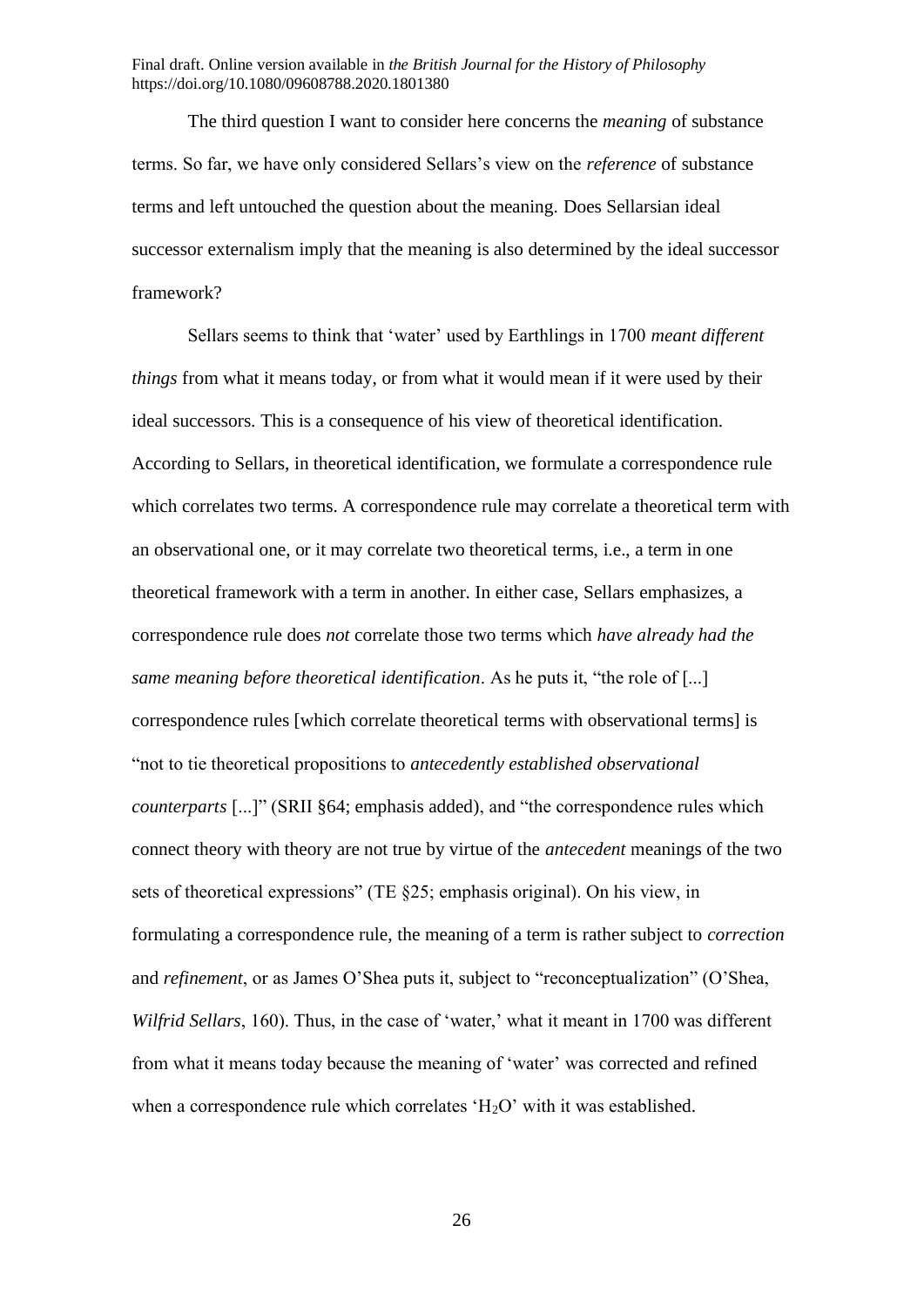The third question I want to consider here concerns the *meaning* of substance terms. So far, we have only considered Sellars's view on the *reference* of substance terms and left untouched the question about the meaning. Does Sellarsian ideal successor externalism imply that the meaning is also determined by the ideal successor framework?

Sellars seems to think that 'water' used by Earthlings in 1700 *meant different things* from what it means today, or from what it would mean if it were used by their ideal successors. This is a consequence of his view of theoretical identification. According to Sellars, in theoretical identification, we formulate a correspondence rule which correlates two terms. A correspondence rule may correlate a theoretical term with an observational one, or it may correlate two theoretical terms, i.e., a term in one theoretical framework with a term in another. In either case, Sellars emphasizes, a correspondence rule does *not* correlate those two terms which *have already had the same meaning before theoretical identification*. As he puts it, "the role of [...] correspondence rules [which correlate theoretical terms with observational terms] is "not to tie theoretical propositions to *antecedently established observational counterparts* [...]" (SRII §64; emphasis added), and "the correspondence rules which connect theory with theory are not true by virtue of the *antecedent* meanings of the two sets of theoretical expressions" (TE §25; emphasis original). On his view, in formulating a correspondence rule, the meaning of a term is rather subject to *correction* and *refinement*, or as James O'Shea puts it, subject to "reconceptualization" (O'Shea, *Wilfrid Sellars*, 160). Thus, in the case of 'water,' what it meant in 1700 was different from what it means today because the meaning of 'water' was corrected and refined when a correspondence rule which correlates '$H_2O$' with it was established.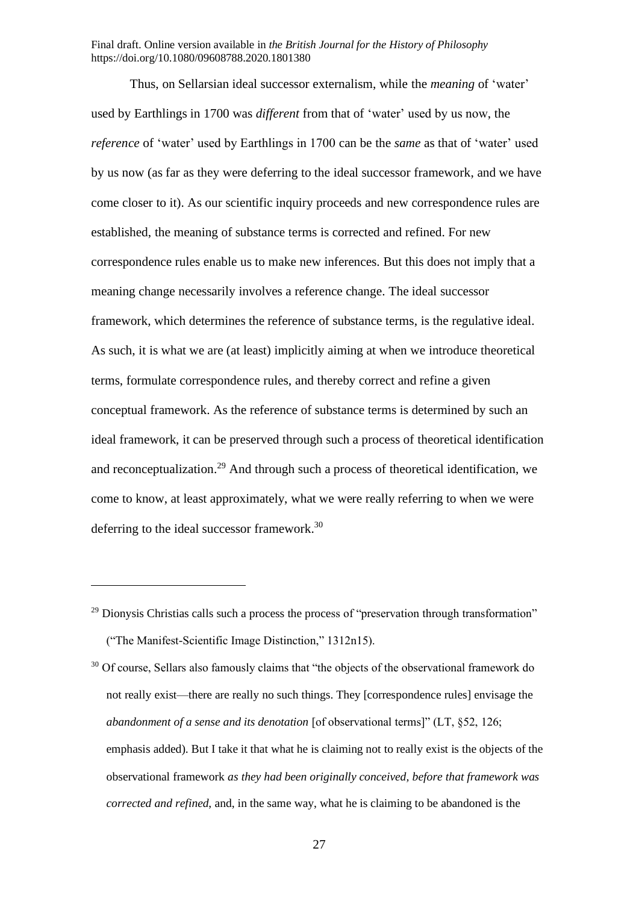Thus, on Sellarsian ideal successor externalism, while the *meaning* of 'water' used by Earthlings in 1700 was *different* from that of 'water' used by us now, the *reference* of 'water' used by Earthlings in 1700 can be the *same* as that of 'water' used by us now (as far as they were deferring to the ideal successor framework, and we have come closer to it). As our scientific inquiry proceeds and new correspondence rules are established, the meaning of substance terms is corrected and refined. For new correspondence rules enable us to make new inferences. But this does not imply that a meaning change necessarily involves a reference change. The ideal successor framework, which determines the reference of substance terms, is the regulative ideal. As such, it is what we are (at least) implicitly aiming at when we introduce theoretical terms, formulate correspondence rules, and thereby correct and refine a given conceptual framework. As the reference of substance terms is determined by such an ideal framework, it can be preserved through such a process of theoretical identification and reconceptualization.[29] And through such a process of theoretical identification, we come to know, at least approximately, what we were really referring to when we were deferring to the ideal successor framework.[30]

---

[29] Dionysis Christias calls such a process the process of "preservation through transformation" ("The Manifest-Scientific Image Distinction," 1312n15).

[30] Of course, Sellars also famously claims that "the objects of the observational framework do not really exist—there are really no such things. They [correspondence rules] envisage the *abandonment of a sense and its denotation* [of observational terms]" (LT, §52, 126; emphasis added). But I take it that what he is claiming not to really exist is the objects of the observational framework *as they had been originally conceived, before that framework was corrected and refined*, and, in the same way, what he is claiming to be abandoned is the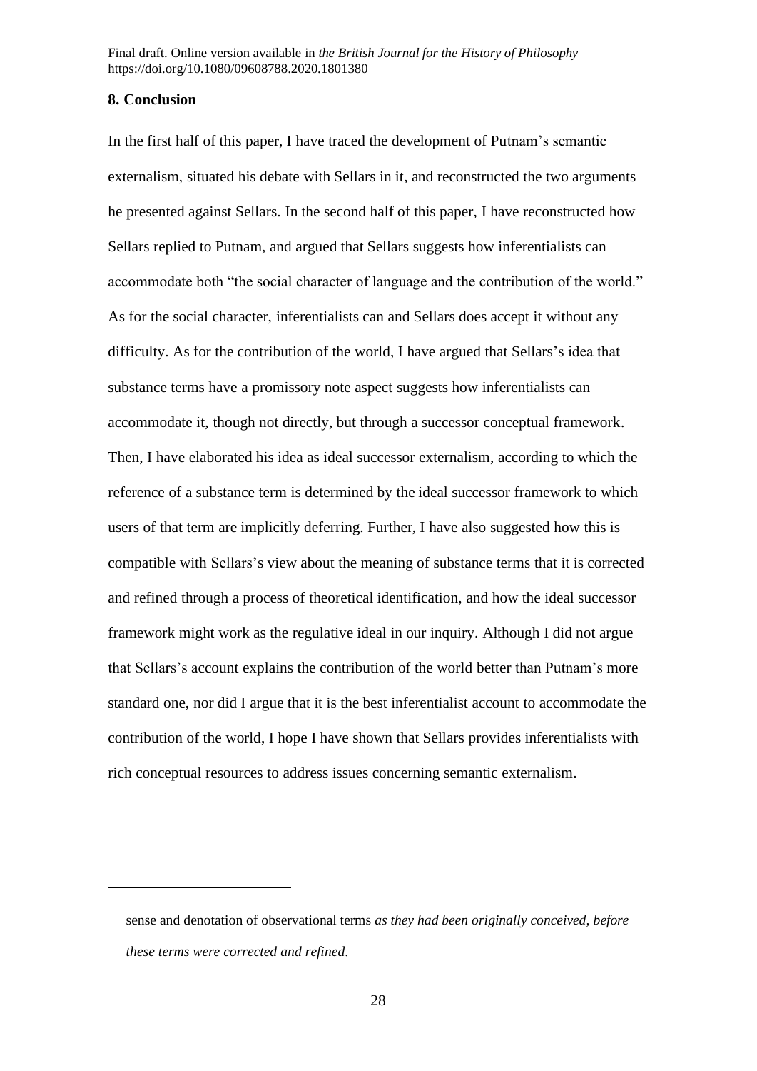## 8. Conclusion

In the first half of this paper, I have traced the development of Putnam's semantic externalism, situated his debate with Sellars in it, and reconstructed the two arguments he presented against Sellars. In the second half of this paper, I have reconstructed how Sellars replied to Putnam, and argued that Sellars suggests how inferentialists can accommodate both "the social character of language and the contribution of the world." As for the social character, inferentialists can and Sellars does accept it without any difficulty. As for the contribution of the world, I have argued that Sellars's idea that substance terms have a promissory note aspect suggests how inferentialists can accommodate it, though not directly, but through a successor conceptual framework. Then, I have elaborated his idea as ideal successor externalism, according to which the reference of a substance term is determined by the ideal successor framework to which users of that term are implicitly deferring. Further, I have also suggested how this is compatible with Sellars's view about the meaning of substance terms that it is corrected and refined through a process of theoretical identification, and how the ideal successor framework might work as the regulative ideal in our inquiry. Although I did not argue that Sellars's account explains the contribution of the world better than Putnam's more standard one, nor did I argue that it is the best inferentialist account to accommodate the contribution of the world, I hope I have shown that Sellars provides inferentialists with rich conceptual resources to address issues concerning semantic externalism.

---

sense and denotation of observational terms *as they had been originally conceived, before these terms were corrected and refined*.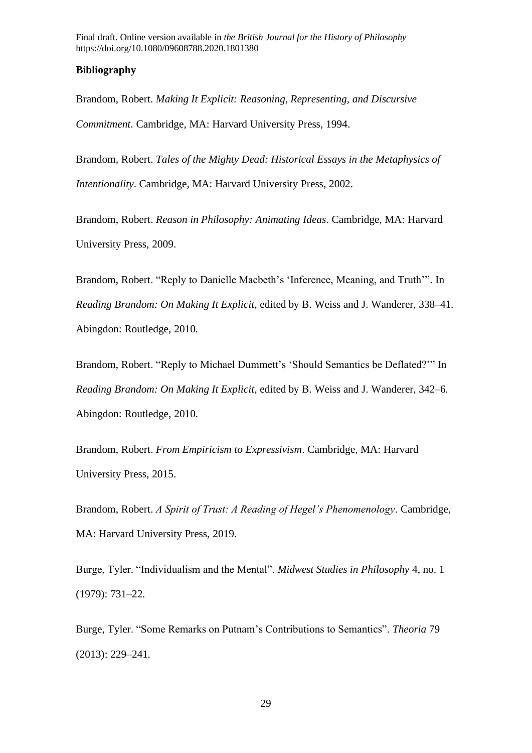**Bibliography**

Brandom, Robert. *Making It Explicit: Reasoning, Representing, and Discursive Commitment*. Cambridge, MA: Harvard University Press, 1994.

Brandom, Robert. *Tales of the Mighty Dead: Historical Essays in the Metaphysics of Intentionality*. Cambridge, MA: Harvard University Press, 2002.

Brandom, Robert. *Reason in Philosophy: Animating Ideas*. Cambridge, MA: Harvard University Press, 2009.

Brandom, Robert. "Reply to Danielle Macbeth's 'Inference, Meaning, and Truth'". In *Reading Brandom: On Making It Explicit*, edited by B. Weiss and J. Wanderer, 338–41. Abingdon: Routledge, 2010.

Brandom, Robert. "Reply to Michael Dummett's 'Should Semantics be Deflated?'" In *Reading Brandom: On Making It Explicit*, edited by B. Weiss and J. Wanderer, 342–6. Abingdon: Routledge, 2010.

Brandom, Robert. *From Empiricism to Expressivism*. Cambridge, MA: Harvard University Press, 2015.

Brandom, Robert. *A Spirit of Trust: A Reading of Hegel's Phenomenology*. Cambridge, MA: Harvard University Press, 2019.

Burge, Tyler. "Individualism and the Mental". *Midwest Studies in Philosophy* 4, no. 1 (1979): 731–22.

Burge, Tyler. "Some Remarks on Putnam's Contributions to Semantics". *Theoria* 79 (2013): 229–241.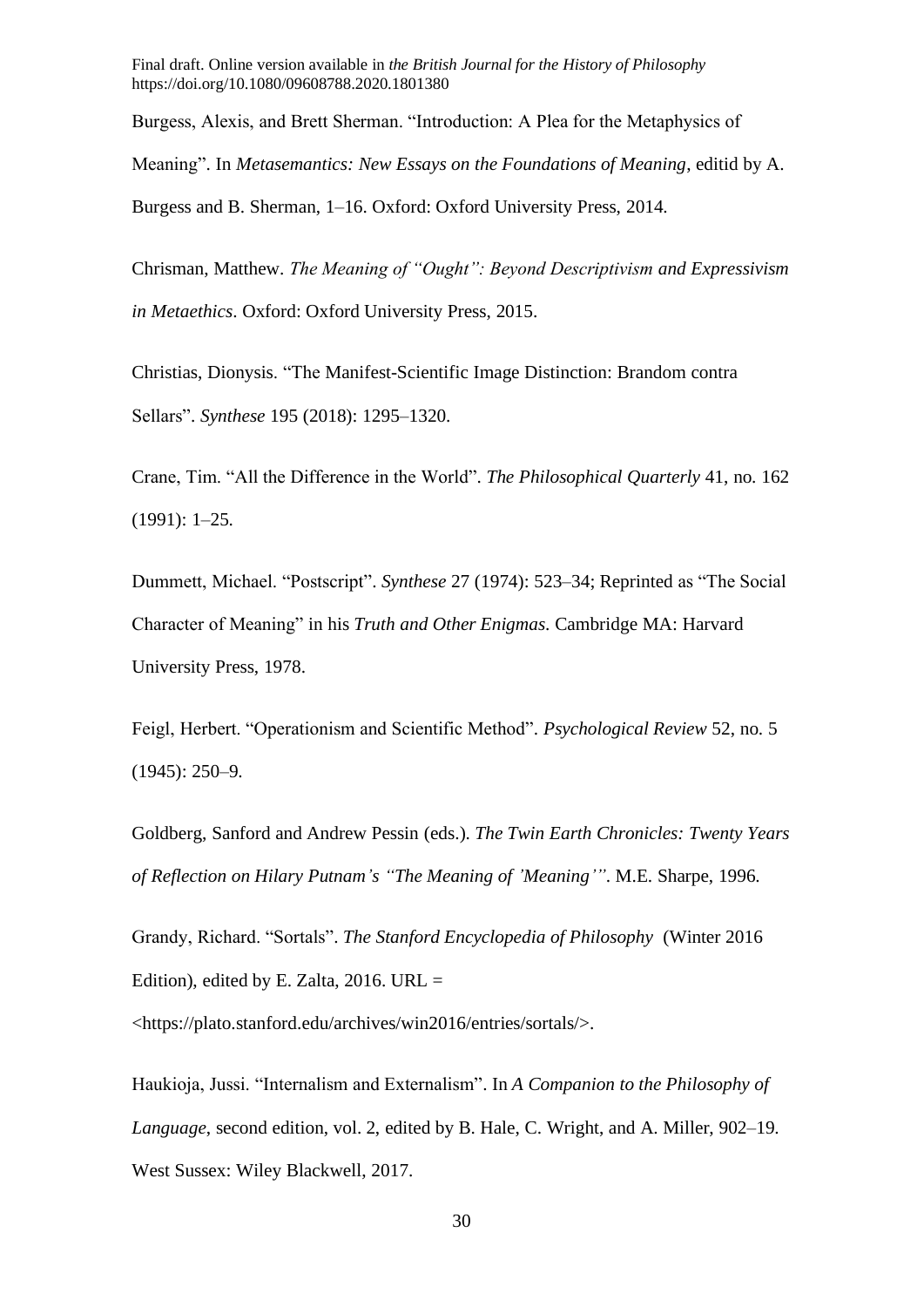Burgess, Alexis, and Brett Sherman. "Introduction: A Plea for the Metaphysics of Meaning". In *Metasemantics: New Essays on the Foundations of Meaning*, editid by A. Burgess and B. Sherman, 1–16. Oxford: Oxford University Press, 2014.

Chrisman, Matthew. *The Meaning of "Ought": Beyond Descriptivism and Expressivism in Metaethics*. Oxford: Oxford University Press, 2015.

Christias, Dionysis. "The Manifest-Scientific Image Distinction: Brandom contra Sellars". *Synthese* 195 (2018): 1295–1320.

Crane, Tim. "All the Difference in the World". *The Philosophical Quarterly* 41, no. 162 (1991): 1–25.

Dummett, Michael. "Postscript". *Synthese* 27 (1974): 523–34; Reprinted as "The Social Character of Meaning" in his *Truth and Other Enigmas*. Cambridge MA: Harvard University Press, 1978.

Feigl, Herbert. "Operationism and Scientific Method". *Psychological Review* 52, no. 5 (1945): 250–9.

Goldberg, Sanford and Andrew Pessin (eds.). *The Twin Earth Chronicles: Twenty Years of Reflection on Hilary Putnam's "The Meaning of 'Meaning'"*. M.E. Sharpe, 1996.

Grandy, Richard. "Sortals". *The Stanford Encyclopedia of Philosophy* (Winter 2016 Edition), edited by E. Zalta, 2016. URL = <https://plato.stanford.edu/archives/win2016/entries/sortals/>.

Haukioja, Jussi. "Internalism and Externalism". In *A Companion to the Philosophy of Language*, second edition, vol. 2, edited by B. Hale, C. Wright, and A. Miller, 902–19. West Sussex: Wiley Blackwell, 2017.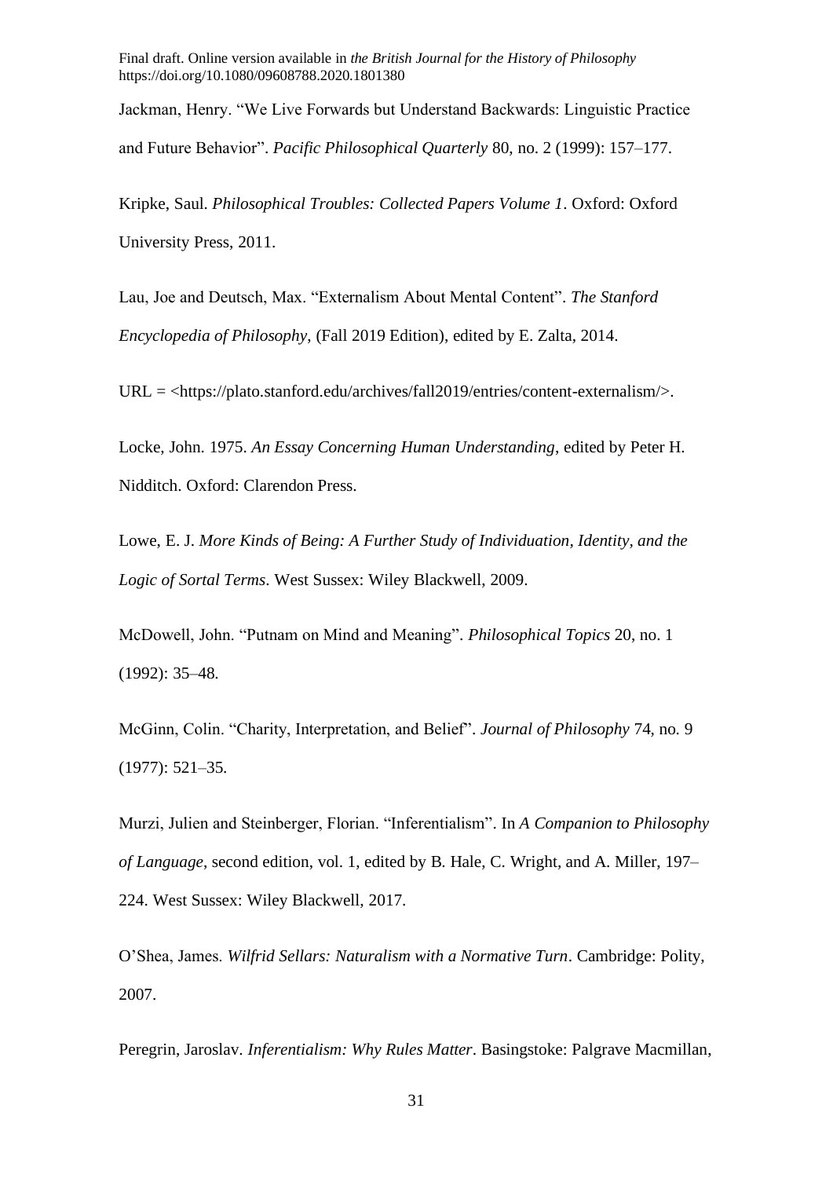Jackman, Henry. "We Live Forwards but Understand Backwards: Linguistic Practice and Future Behavior". *Pacific Philosophical Quarterly* 80, no. 2 (1999): 157–177.

Kripke, Saul. *Philosophical Troubles: Collected Papers Volume 1*. Oxford: Oxford University Press, 2011.

Lau, Joe and Deutsch, Max. "Externalism About Mental Content". *The Stanford Encyclopedia of Philosophy*, (Fall 2019 Edition), edited by E. Zalta, 2014.

URL = <https://plato.stanford.edu/archives/fall2019/entries/content-externalism/>.

Locke, John. 1975. *An Essay Concerning Human Understanding*, edited by Peter H. Nidditch. Oxford: Clarendon Press.

Lowe, E. J. *More Kinds of Being: A Further Study of Individuation, Identity, and the Logic of Sortal Terms*. West Sussex: Wiley Blackwell, 2009.

McDowell, John. "Putnam on Mind and Meaning". *Philosophical Topics* 20, no. 1 (1992): 35–48.

McGinn, Colin. "Charity, Interpretation, and Belief". *Journal of Philosophy* 74, no. 9 (1977): 521–35.

Murzi, Julien and Steinberger, Florian. "Inferentialism". In *A Companion to Philosophy of Language*, second edition, vol. 1, edited by B. Hale, C. Wright, and A. Miller, 197–224. West Sussex: Wiley Blackwell, 2017.

O'Shea, James. *Wilfrid Sellars: Naturalism with a Normative Turn*. Cambridge: Polity, 2007.

Peregrin, Jaroslav. *Inferentialism: Why Rules Matter*. Basingstoke: Palgrave Macmillan,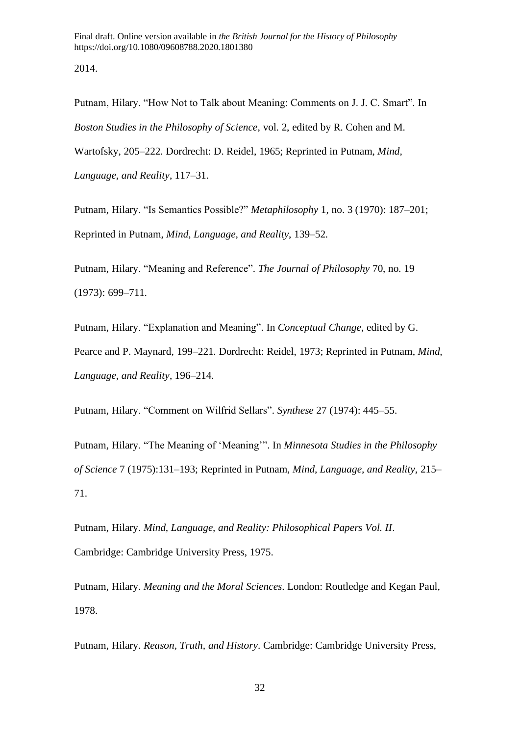2014.

Putnam, Hilary. "How Not to Talk about Meaning: Comments on J. J. C. Smart". In *Boston Studies in the Philosophy of Science*, vol. 2, edited by R. Cohen and M. Wartofsky, 205–222. Dordrecht: D. Reidel, 1965; Reprinted in Putnam, *Mind, Language, and Reality*, 117–31.

Putnam, Hilary. "Is Semantics Possible?" *Metaphilosophy* 1, no. 3 (1970): 187–201; Reprinted in Putnam, *Mind, Language, and Reality*, 139–52.

Putnam, Hilary. "Meaning and Reference". *The Journal of Philosophy* 70, no. 19 (1973): 699–711.

Putnam, Hilary. "Explanation and Meaning". In *Conceptual Change*, edited by G. Pearce and P. Maynard, 199–221. Dordrecht: Reidel, 1973; Reprinted in Putnam, *Mind, Language, and Reality*, 196–214.

Putnam, Hilary. "Comment on Wilfrid Sellars". *Synthese* 27 (1974): 445–55.

Putnam, Hilary. "The Meaning of 'Meaning'". In *Minnesota Studies in the Philosophy of Science* 7 (1975):131–193; Reprinted in Putnam, *Mind, Language, and Reality*, 215–71.

Putnam, Hilary. *Mind, Language, and Reality: Philosophical Papers Vol. II*. Cambridge: Cambridge University Press, 1975.

Putnam, Hilary. *Meaning and the Moral Sciences*. London: Routledge and Kegan Paul, 1978.

Putnam, Hilary. *Reason, Truth, and History*. Cambridge: Cambridge University Press,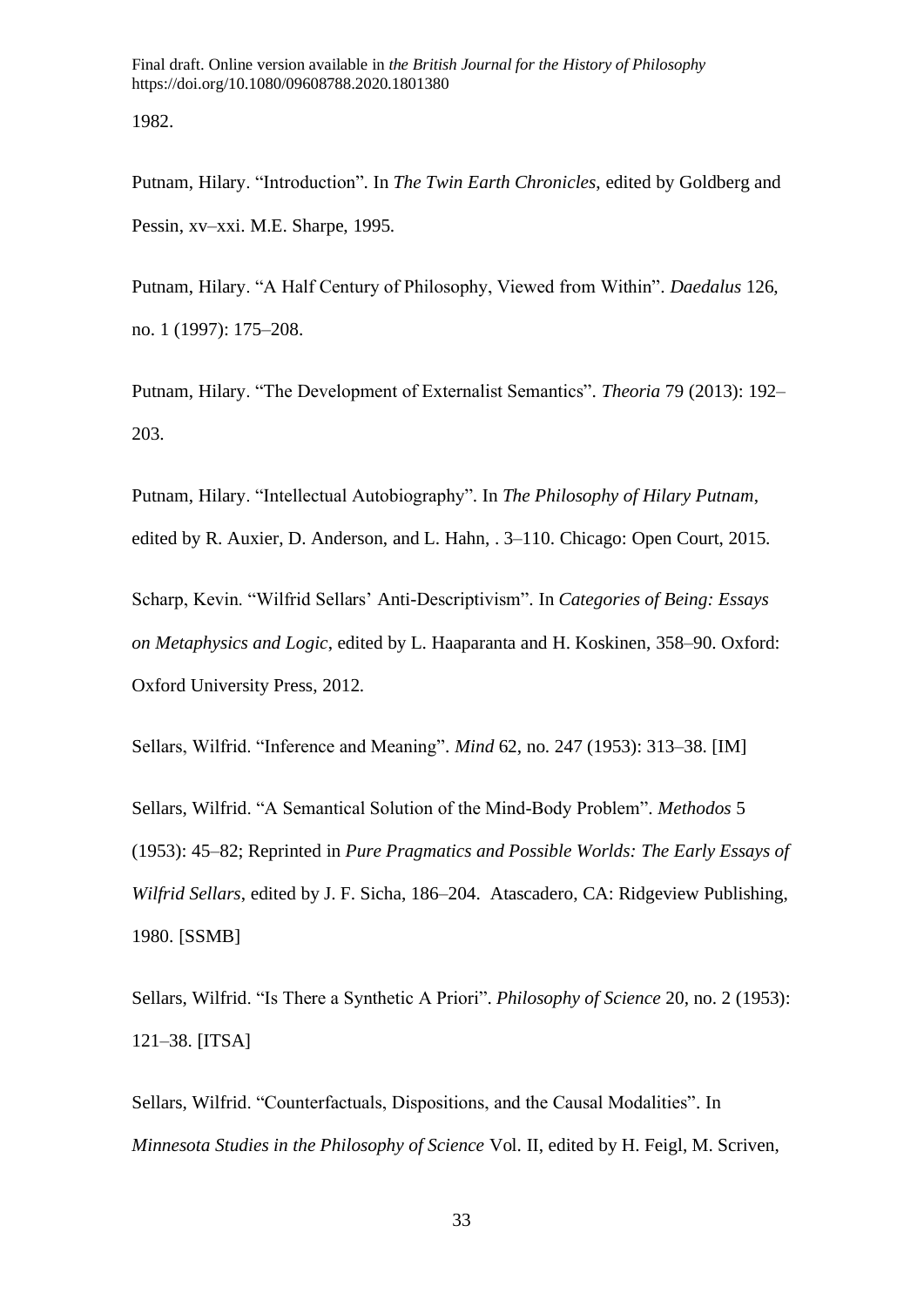1982.

Putnam, Hilary. “Introduction”. In *The Twin Earth Chronicles*, edited by Goldberg and Pessin, xv–xxi. M.E. Sharpe, 1995.

Putnam, Hilary. “A Half Century of Philosophy, Viewed from Within”. *Daedalus* 126, no. 1 (1997): 175–208.

Putnam, Hilary. “The Development of Externalist Semantics”. *Theoria* 79 (2013): 192–203.

Putnam, Hilary. “Intellectual Autobiography”. In *The Philosophy of Hilary Putnam*, edited by R. Auxier, D. Anderson, and L. Hahn, . 3–110. Chicago: Open Court, 2015.

Scharp, Kevin. “Wilfrid Sellars’ Anti-Descriptivism”. In *Categories of Being: Essays on Metaphysics and Logic*, edited by L. Haaparanta and H. Koskinen, 358–90. Oxford: Oxford University Press, 2012.

Sellars, Wilfrid. “Inference and Meaning”. *Mind* 62, no. 247 (1953): 313–38. [IM]

Sellars, Wilfrid. “A Semantical Solution of the Mind-Body Problem”. *Methodos* 5 (1953): 45–82; Reprinted in *Pure Pragmatics and Possible Worlds: The Early Essays of Wilfrid Sellars*, edited by J. F. Sicha, 186–204. Atascadero, CA: Ridgeview Publishing, 1980. [SSMB]

Sellars, Wilfrid. “Is There a Synthetic A Priori”. *Philosophy of Science* 20, no. 2 (1953): 121–38. [ITSA]

Sellars, Wilfrid. “Counterfactuals, Dispositions, and the Causal Modalities”. In *Minnesota Studies in the Philosophy of Science* Vol. II, edited by H. Feigl, M. Scriven,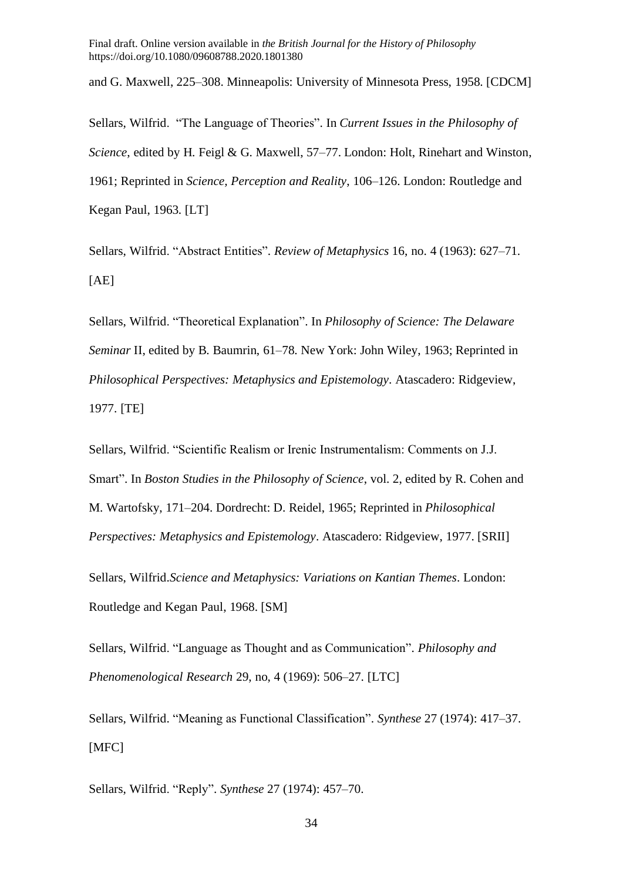and G. Maxwell, 225–308. Minneapolis: University of Minnesota Press, 1958. [CDCM]

Sellars, Wilfrid. "The Language of Theories". In *Current Issues in the Philosophy of Science*, edited by H. Feigl & G. Maxwell, 57–77. London: Holt, Rinehart and Winston, 1961; Reprinted in *Science, Perception and Reality*, 106–126. London: Routledge and Kegan Paul, 1963. [LT]

Sellars, Wilfrid. "Abstract Entities". *Review of Metaphysics* 16, no. 4 (1963): 627–71. [AE]

Sellars, Wilfrid. "Theoretical Explanation". In *Philosophy of Science: The Delaware Seminar* II, edited by B. Baumrin, 61–78. New York: John Wiley, 1963; Reprinted in *Philosophical Perspectives: Metaphysics and Epistemology*. Atascadero: Ridgeview, 1977. [TE]

Sellars, Wilfrid. "Scientific Realism or Irenic Instrumentalism: Comments on J.J. Smart". In *Boston Studies in the Philosophy of Science*, vol. 2, edited by R. Cohen and M. Wartofsky, 171–204. Dordrecht: D. Reidel, 1965; Reprinted in *Philosophical Perspectives: Metaphysics and Epistemology*. Atascadero: Ridgeview, 1977. [SRII]

Sellars, Wilfrid.*Science and Metaphysics: Variations on Kantian Themes*. London: Routledge and Kegan Paul, 1968. [SM]

Sellars, Wilfrid. "Language as Thought and as Communication". *Philosophy and Phenomenological Research* 29, no, 4 (1969): 506–27. [LTC]

Sellars, Wilfrid. "Meaning as Functional Classification". *Synthese* 27 (1974): 417–37. [MFC]

Sellars, Wilfrid. "Reply". *Synthese* 27 (1974): 457–70.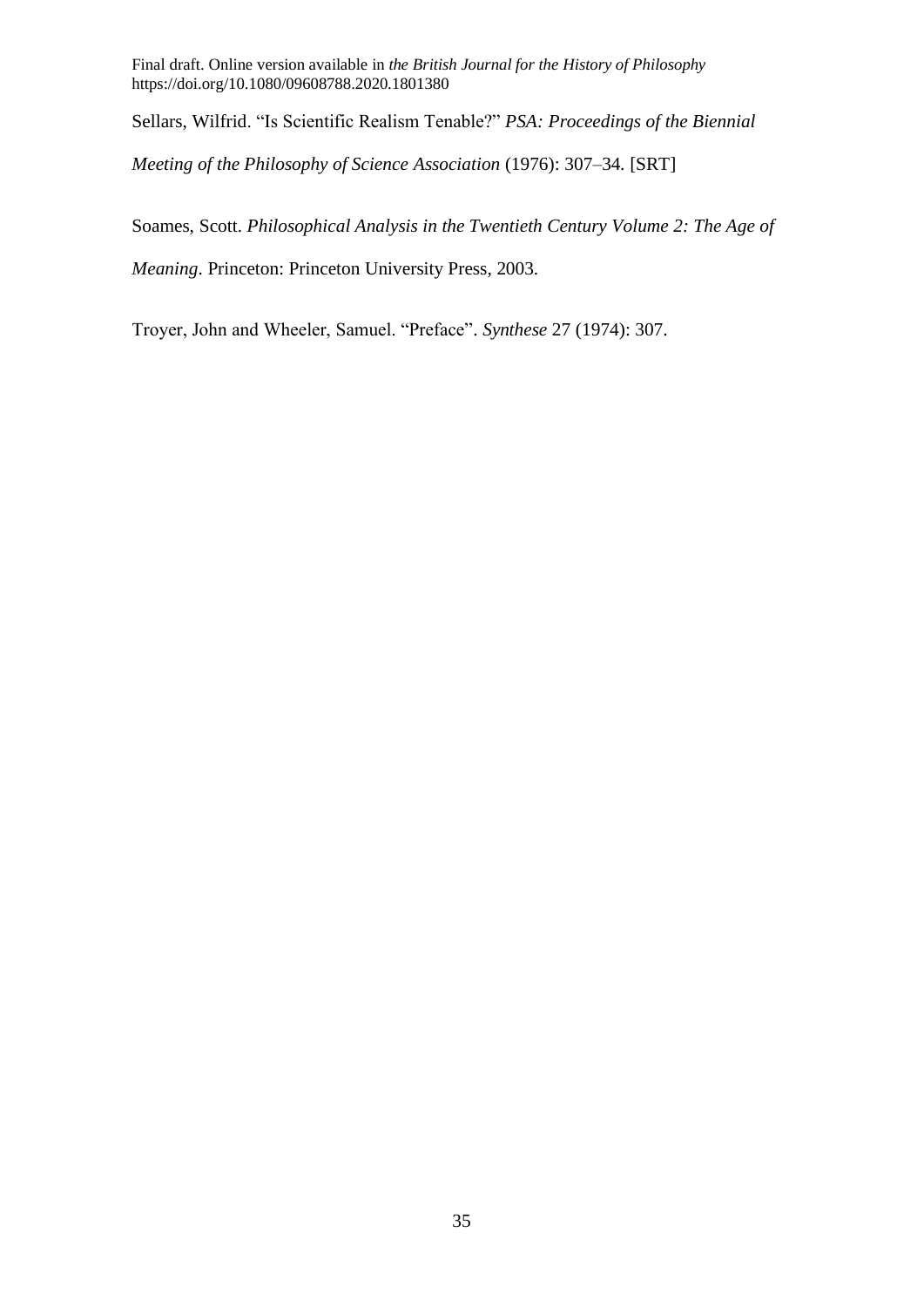Sellars, Wilfrid. "Is Scientific Realism Tenable?" *PSA: Proceedings of the Biennial Meeting of the Philosophy of Science Association* (1976): 307–34. [SRT]

Soames, Scott. *Philosophical Analysis in the Twentieth Century Volume 2: The Age of Meaning*. Princeton: Princeton University Press, 2003.

Troyer, John and Wheeler, Samuel. "Preface". *Synthese* 27 (1974): 307.